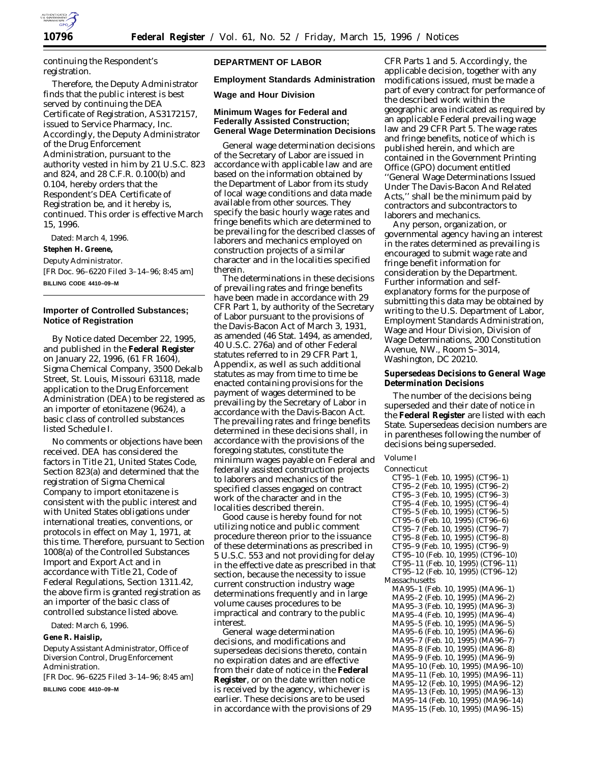continuing the Respondent's registration.

Therefore, the Deputy Administrator finds that the public interest is best served by continuing the DEA Certificate of Registration, AS3172157, issued to Service Pharmacy, Inc. Accordingly, the Deputy Administrator of the Drug Enforcement Administration, pursuant to the authority vested in him by 21 U.S.C. 823 and 824, and 28 C.F.R. 0.100(b) and 0.104, hereby orders that the Respondent's DEA Certificate of Registration be, and it hereby is, continued. This order is effective March 15, 1996.

Dated: March 4, 1996.

**Stephen H. Greene,**

*Deputy Administrator.*

[FR Doc. 96–6220 Filed 3–14–96; 8:45 am]

**BILLING CODE 4410–09–M**

## Importer of Controlled Substances; Notice of Registration

By Notice dated December 22, 1995, and published in the **Federal Register** on January 22, 1996, (61 FR 1604), Sigma Chemical Company, 3500 Dekalb Street, St. Louis, Missouri 63118, made application to the Drug Enforcement Administration (DEA) to be registered as an importer of etonitazene (9624), a basic class of controlled substances listed Schedule I.

No comments or objections have been received. DEA has considered the factors in Title 21, United States Code, Section 823(a) and determined that the registration of Sigma Chemical Company to import etonitazene is consistent with the public interest and with United States obligations under international treaties, conventions, or protocols in effect on May 1, 1971, at this time. Therefore, pursuant to Section 1008(a) of the Controlled Substances Import and Export Act and in accordance with Title 21, Code of Federal Regulations, Section 1311.42, the above firm is granted registration as an importer of the basic class of controlled substance listed above.

Dated: March 6, 1996.

**Gene R. Haislip,**

*Deputy Assistant Administrator, Office of Diversion Control, Drug Enforcement Administration.*

[FR Doc. 96–6225 Filed 3–14–96; 8:45 am]

**BILLING CODE 4410–09–M**

# DEPARTMENT OF LABOR

## Employment Standards Administration

## Wage and Hour Division

## Minimum Wages for Federal and Federally Assisted Construction; General Wage Determination Decisions

General wage determination decisions of the Secretary of Labor are issued in accordance with applicable law and are based on the information obtained by the Department of Labor from its study of local wage conditions and data made available from other sources. They specify the basic hourly wage rates and fringe benefits which are determined to be prevailing for the described classes of laborers and mechanics employed on construction projects of a similar character and in the localities specified therein.

The determinations in these decisions of prevailing rates and fringe benefits have been made in accordance with 29 CFR Part 1, by authority of the Secretary of Labor pursuant to the provisions of the Davis-Bacon Act of March 3, 1931, as amended (46 Stat. 1494, as amended, 40 U.S.C. 276a) and of other Federal statutes referred to in 29 CFR Part 1, Appendix, as well as such additional statutes as may from time to time be enacted containing provisions for the payment of wages determined to be prevailing by the Secretary of Labor in accordance with the Davis-Bacon Act. The prevailing rates and fringe benefits determined in these decisions shall, in accordance with the provisions of the foregoing statutes, constitute the minimum wages payable on Federal and federally assisted construction projects to laborers and mechanics of the specified classes engaged on contract work of the character and in the localities described therein.

Good cause is hereby found for not utilizing notice and public comment procedure thereon prior to the issuance of these determinations as prescribed in 5 U.S.C. 553 and not providing for delay in the effective date as prescribed in that section, because the necessity to issue current construction industry wage determinations frequently and in large volume causes procedures to be impractical and contrary to the public interest.

General wage determination decisions, and modifications and supersedeas decisions thereto, contain no expiration dates and are effective from their date of notice in the **Federal Register**, or on the date written notice is received by the agency, whichever is earlier. These decisions are to be used in accordance with the provisions of 29 CFR Parts 1 and 5. Accordingly, the applicable decision, together with any modifications issued, must be made a part of every contract for performance of the described work within the geographic area indicated as required by an applicable Federal prevailing wage law and 29 CFR Part 5. The wage rates and fringe benefits, notice of which is published herein, and which are contained in the Government Printing Office (GPO) document entitled ''General Wage Determinations Issued Under The Davis-Bacon And Related Acts,'' shall be the minimum paid by contractors and subcontractors to laborers and mechanics.

Any person, organization, or governmental agency having an interest in the rates determined as prevailing is encouraged to submit wage rate and fringe benefit information for consideration by the Department. Further information and self-explanatory forms for the purpose of submitting this data may be obtained by writing to the U.S. Department of Labor, Employment Standards Administration, Wage and Hour Division, Division of Wage Determinations, 200 Constitution Avenue, NW., Room S–3014, Washington, DC 20210.

### Supersedeas Decisions to General Wage Determination Decisions

The number of the decisions being superseded and their date of notice in the **Federal Register** are listed with each State. Supersedeas decision numbers are in parentheses following the number of decisions being superseded.

Volume I

Connecticut
- CT95–1 (Feb. 10, 1995) (CT96–1)
- CT95–2 (Feb. 10, 1995) (CT96–2)
- CT95–3 (Feb. 10, 1995) (CT96–3)
- CT95–4 (Feb. 10, 1995) (CT96–4)
- CT95–5 (Feb. 10, 1995) (CT96–5)
- CT95–6 (Feb. 10, 1995) (CT96–6)
- CT95–7 (Feb. 10, 1995) (CT96–7)
- CT95–8 (Feb. 10, 1995) (CT96–8)
- CT95–9 (Feb. 10, 1995) (CT96–9)
- CT95–10 (Feb. 10, 1995) (CT96–10)
- CT95–11 (Feb. 10, 1995) (CT96–11)
- CT95–12 (Feb. 10, 1995) (CT96–12)

Massachusetts
- MA95–1 (Feb. 10, 1995) (MA96–1)
- MA95–2 (Feb. 10, 1995) (MA96–2)
- MA95–3 (Feb. 10, 1995) (MA96–3)
- MA95–4 (Feb. 10, 1995) (MA96–4)
- MA95–5 (Feb. 10, 1995) (MA96–5)
- MA95–6 (Feb. 10, 1995) (MA96–6)
- MA95–7 (Feb. 10, 1995) (MA96–7)
- MA95–8 (Feb. 10, 1995) (MA96–8)
- MA95–9 (Feb. 10, 1995) (MA96–9)
- MA95–10 (Feb. 10, 1995) (MA96–10)
- MA95–11 (Feb. 10, 1995) (MA96–11)
- MA95–12 (Feb. 10, 1995) (MA96–12)
- MA95–13 (Feb. 10, 1995) (MA96–13)
- MA95–14 (Feb. 10, 1995) (MA96–14)
- MA95–15 (Feb. 10, 1995) (MA96–15)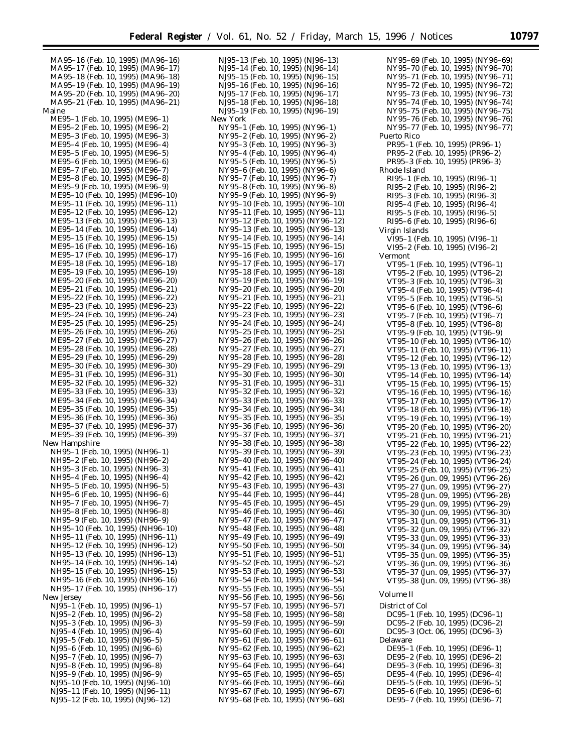MA95–16 (Feb. 10, 1995) (MA96–16)
MA95–17 (Feb. 10, 1995) (MA96–17)
MA95–18 (Feb. 10, 1995) (MA96–18)
MA95–19 (Feb. 10, 1995) (MA96–19)
MA95–20 (Feb. 10, 1995) (MA96–20)
MA95–21 (Feb. 10, 1995) (MA96–21)

Maine

ME95–1 (Feb. 10, 1995) (ME96–1)
ME95–2 (Feb. 10, 1995) (ME96–2)
ME95–3 (Feb. 10, 1995) (ME96–3)
ME95–4 (Feb. 10, 1995) (ME96–4)
ME95–5 (Feb. 10, 1995) (ME96–5)
ME95–6 (Feb. 10, 1995) (ME96–6)
ME95–7 (Feb. 10, 1995) (ME96–7)
ME95–8 (Feb. 10, 1995) (ME96–8)
ME95–9 (Feb. 10, 1995) (ME96–9)
ME95–10 (Feb. 10, 1995) (ME96–10)
ME95–11 (Feb. 10, 1995) (ME96–11)
ME95–12 (Feb. 10, 1995) (ME96–12)
ME95–13 (Feb. 10, 1995) (ME96–13)
ME95–14 (Feb. 10, 1995) (ME96–14)
ME95–15 (Feb. 10, 1995) (ME96–15)
ME95–16 (Feb. 10, 1995) (ME96–16)
ME95–17 (Feb. 10, 1995) (ME96–17)
ME95–18 (Feb. 10, 1995) (ME96–18)
ME95–19 (Feb. 10, 1995) (ME96–19)
ME95–20 (Feb. 10, 1995) (ME96–20)
ME95–21 (Feb. 10, 1995) (ME96–21)
ME95–22 (Feb. 10, 1995) (ME96–22)
ME95–23 (Feb. 10, 1995) (ME96–23)
ME95–24 (Feb. 10, 1995) (ME96–24)
ME95–25 (Feb. 10, 1995) (ME96–25)
ME95–26 (Feb. 10, 1995) (ME96–26)
ME95–27 (Feb. 10, 1995) (ME96–27)
ME95–28 (Feb. 10, 1995) (ME96–28)
ME95–29 (Feb. 10, 1995) (ME96–29)
ME95–30 (Feb. 10, 1995) (ME96–30)
ME95–31 (Feb. 10, 1995) (ME96–31)
ME95–32 (Feb. 10, 1995) (ME96–32)
ME95–33 (Feb. 10, 1995) (ME96–33)
ME95–34 (Feb. 10, 1995) (ME96–34)
ME95–35 (Feb. 10, 1995) (ME96–35)
ME95–36 (Feb. 10, 1995) (ME96–36)
ME95–37 (Feb. 10, 1995) (ME96–37)
ME95–39 (Feb. 10, 1995) (ME96–39)

New Hampshire

NH95–1 (Feb. 10, 1995) (NH96–1)
NH95–2 (Feb. 10, 1995) (NH96–2)
NH95–3 (Feb. 10, 1995) (NH96–3)
NH95–4 (Feb. 10, 1995) (NH96–4)
NH95–5 (Feb. 10, 1995) (NH96–5)
NH95–6 (Feb. 10, 1995) (NH96–6)
NH95–7 (Feb. 10, 1995) (NH96–7)
NH95–8 (Feb. 10, 1995) (NH96–8)
NH95–9 (Feb. 10, 1995) (NH96–9)
NH95–10 (Feb. 10, 1995) (NH96–10)
NH95–11 (Feb. 10, 1995) (NH96–11)
NH95–12 (Feb. 10, 1995) (NH96–12)
NH95–13 (Feb. 10, 1995) (NH96–13)
NH95–14 (Feb. 10, 1995) (NH96–14)
NH95–15 (Feb. 10, 1995) (NH96–15)
NH95–16 (Feb. 10, 1995) (NH96–16)
NH95–17 (Feb. 10, 1995) (NH96–17)

New Jersey

NJ95–1 (Feb. 10, 1995) (NJ96–1)
NJ95–2 (Feb. 10, 1995) (NJ96–2)
NJ95–3 (Feb. 10, 1995) (NJ96–3)
NJ95–4 (Feb. 10, 1995) (NJ96–4)
NJ95–5 (Feb. 10, 1995) (NJ96–5)
NJ95–6 (Feb. 10, 1995) (NJ96–6)
NJ95–7 (Feb. 10, 1995) (NJ96–7)
NJ95–8 (Feb. 10, 1995) (NJ96–8)
NJ95–9 (Feb. 10, 1995) (NJ96–9)
NJ95–10 (Feb. 10, 1995) (NJ96–10)
NJ95–11 (Feb. 10, 1995) (NJ96–11)
NJ95–12 (Feb. 10, 1995) (NJ96–12)
NJ95–13 (Feb. 10, 1995) (NJ96–13)
NJ95–14 (Feb. 10, 1995) (NJ96–14)
NJ95–15 (Feb. 10, 1995) (NJ96–15)
NJ95–16 (Feb. 10, 1995) (NJ96–16)
NJ95–17 (Feb. 10, 1995) (NJ96–17)
NJ95–18 (Feb. 10, 1995) (NJ96–18)
NJ95–19 (Feb. 10, 1995) (NJ96–19)

New York

NY95–1 (Feb. 10, 1995) (NY96–1)
NY95–2 (Feb. 10, 1995) (NY96–2)
NY95–3 (Feb. 10, 1995) (NY96–3)
NY95–4 (Feb. 10, 1995) (NY96–4)
NY95–5 (Feb. 10, 1995) (NY96–5)
NY95–6 (Feb. 10, 1995) (NY96–6)
NY95–7 (Feb. 10, 1995) (NY96–7)
NY95–8 (Feb. 10, 1995) (NY96–8)
NY95–9 (Feb. 10, 1995) (NY96–9)
NY95–10 (Feb. 10, 1995) (NY96–10)
NY95–11 (Feb. 10, 1995) (NY96–11)
NY95–12 (Feb. 10, 1995) (NY96–12)
NY95–13 (Feb. 10, 1995) (NY96–13)
NY95–14 (Feb. 10, 1995) (NY96–14)
NY95–15 (Feb. 10, 1995) (NY96–15)
NY95–16 (Feb. 10, 1995) (NY96–16)
NY95–17 (Feb. 10, 1995) (NY96–17)
NY95–18 (Feb. 10, 1995) (NY96–18)
NY95–19 (Feb. 10, 1995) (NY96–19)
NY95–20 (Feb. 10, 1995) (NY96–20)
NY95–21 (Feb. 10, 1995) (NY96–21)
NY95–22 (Feb. 10, 1995) (NY96–22)
NY95–23 (Feb. 10, 1995) (NY96–23)
NY95–24 (Feb. 10, 1995) (NY96–24)
NY95–25 (Feb. 10, 1995) (NY96–25)
NY95–26 (Feb. 10, 1995) (NY96–26)
NY95–27 (Feb. 10, 1995) (NY96–27)
NY95–28 (Feb. 10, 1995) (NY96–28)
NY95–29 (Feb. 10, 1995) (NY96–29)
NY95–30 (Feb. 10, 1995) (NY96–30)
NY95–31 (Feb. 10, 1995) (NY96–31)
NY95–32 (Feb. 10, 1995) (NY96–32)
NY95–33 (Feb. 10, 1995) (NY96–33)
NY95–34 (Feb. 10, 1995) (NY96–34)
NY95–35 (Feb. 10, 1995) (NY96–35)
NY95–36 (Feb. 10, 1995) (NY96–36)
NY95–37 (Feb. 10, 1995) (NY96–37)
NY95–38 (Feb. 10, 1995) (NY96–38)
NY95–39 (Feb. 10, 1995) (NY96–39)
NY95–40 (Feb. 10, 1995) (NY96–40)
NY95–41 (Feb. 10, 1995) (NY96–41)
NY95–42 (Feb. 10, 1995) (NY96–42)
NY95–43 (Feb. 10, 1995) (NY96–43)
NY95–44 (Feb. 10, 1995) (NY96–44)
NY95–45 (Feb. 10, 1995) (NY96–45)
NY95–46 (Feb. 10, 1995) (NY96–46)
NY95–47 (Feb. 10, 1995) (NY96–47)
NY95–48 (Feb. 10, 1995) (NY96–48)
NY95–49 (Feb. 10, 1995) (NY96–49)
NY95–50 (Feb. 10, 1995) (NY96–50)
NY95–51 (Feb. 10, 1995) (NY96–51)
NY95–52 (Feb. 10, 1995) (NY96–52)
NY95–53 (Feb. 10, 1995) (NY96–53)
NY95–54 (Feb. 10, 1995) (NY96–54)
NY95–55 (Feb. 10, 1995) (NY96–55)
NY95–56 (Feb. 10, 1995) (NY96–56)
NY95–57 (Feb. 10, 1995) (NY96–57)
NY95–58 (Feb. 10, 1995) (NY96–58)
NY95–59 (Feb. 10, 1995) (NY96–59)
NY95–60 (Feb. 10, 1995) (NY96–60)
NY95–61 (Feb. 10, 1995) (NY96–61)
NY95–62 (Feb. 10, 1995) (NY96–62)
NY95–63 (Feb. 10, 1995) (NY96–63)
NY95–64 (Feb. 10, 1995) (NY96–64)
NY95–65 (Feb. 10, 1995) (NY96–65)
NY95–66 (Feb. 10, 1995) (NY96–66)
NY95–67 (Feb. 10, 1995) (NY96–67)
NY95–68 (Feb. 10, 1995) (NY96–68)
NY95–69 (Feb. 10, 1995) (NY96–69)
NY95–70 (Feb. 10, 1995) (NY96–70)
NY95–71 (Feb. 10, 1995) (NY96–71)
NY95–72 (Feb. 10, 1995) (NY96–72)
NY95–73 (Feb. 10, 1995) (NY96–73)
NY95–74 (Feb. 10, 1995) (NY96–74)
NY95–75 (Feb. 10, 1995) (NY96–75)
NY95–76 (Feb. 10, 1995) (NY96–76)
NY95–77 (Feb. 10, 1995) (NY96–77)

Puerto Rico

PR95–1 (Feb. 10, 1995) (PR96–1)
PR95–2 (Feb. 10, 1995) (PR96–2)
PR95–3 (Feb. 10, 1995) (PR96–3)

Rhode Island

RI95–1 (Feb. 10, 1995) (RI96–1)
RI95–2 (Feb. 10, 1995) (RI96–2)
RI95–3 (Feb. 10, 1995) (RI96–3)
RI95–4 (Feb. 10, 1995) (RI96–4)
RI95–5 (Feb. 10, 1995) (RI96–5)
RI95–6 (Feb. 10, 1995) (RI96–6)

Virgin Islands

VI95–1 (Feb. 10, 1995) (VI96–1)
VI95–2 (Feb. 10, 1995) (VI96–2)

Vermont

VT95–1 (Feb. 10, 1995) (VT96–1)
VT95–2 (Feb. 10, 1995) (VT96–2)
VT95–3 (Feb. 10, 1995) (VT96–3)
VT95–4 (Feb. 10, 1995) (VT96–4)
VT95–5 (Feb. 10, 1995) (VT96–5)
VT95–6 (Feb. 10, 1995) (VT96–6)
VT95–7 (Feb. 10, 1995) (VT96–7)
VT95–8 (Feb. 10, 1995) (VT96–8)
VT95–9 (Feb. 10, 1995) (VT96–9)
VT95–10 (Feb. 10, 1995) (VT96–10)
VT95–11 (Feb. 10, 1995) (VT96–11)
VT95–12 (Feb. 10, 1995) (VT96–12)
VT95–13 (Feb. 10, 1995) (VT96–13)
VT95–14 (Feb. 10, 1995) (VT96–14)
VT95–15 (Feb. 10, 1995) (VT96–15)
VT95–16 (Feb. 10, 1995) (VT96–16)
VT95–17 (Feb. 10, 1995) (VT96–17)
VT95–18 (Feb. 10, 1995) (VT96–18)
VT95–19 (Feb. 10, 1995) (VT96–19)
VT95–20 (Feb. 10, 1995) (VT96–20)
VT95–21 (Feb. 10, 1995) (VT96–21)
VT95–22 (Feb. 10, 1995) (VT96–22)
VT95–23 (Feb. 10, 1995) (VT96–23)
VT95–24 (Feb. 10, 1995) (VT96–24)
VT95–25 (Feb. 10, 1995) (VT96–25)
VT95–26 (Jun. 09, 1995) (VT96–26)
VT95–27 (Jun. 09, 1995) (VT96–27)
VT95–28 (Jun. 09, 1995) (VT96–28)
VT95–29 (Jun. 09, 1995) (VT96–29)
VT95–30 (Jun. 09, 1995) (VT96–30)
VT95–31 (Jun. 09, 1995) (VT96–31)
VT95–32 (Jun. 09, 1995) (VT96–32)
VT95–33 (Jun. 09, 1995) (VT96–33)
VT95–34 (Jun. 09, 1995) (VT96–34)
VT95–35 (Jun. 09, 1995) (VT96–35)
VT95–36 (Jun. 09, 1995) (VT96–36)
VT95–37 (Jun. 09, 1995) (VT96–37)
VT95–38 (Jun. 09, 1995) (VT96–38)

Volume II

District of Col

DC95–1 (Feb. 10, 1995) (DC96–1)
DC95–2 (Feb. 10, 1995) (DC96–2)
DC95–3 (Oct. 06, 1995) (DC96–3)

Delaware

DE95–1 (Feb. 10, 1995) (DE96–1)
DE95–2 (Feb. 10, 1995) (DE96–2)
DE95–3 (Feb. 10, 1995) (DE96–3)
DE95–4 (Feb. 10, 1995) (DE96–4)
DE95–5 (Feb. 10, 1995) (DE96–5)
DE95–6 (Feb. 10, 1995) (DE96–6)
DE95–7 (Feb. 10, 1995) (DE96–7)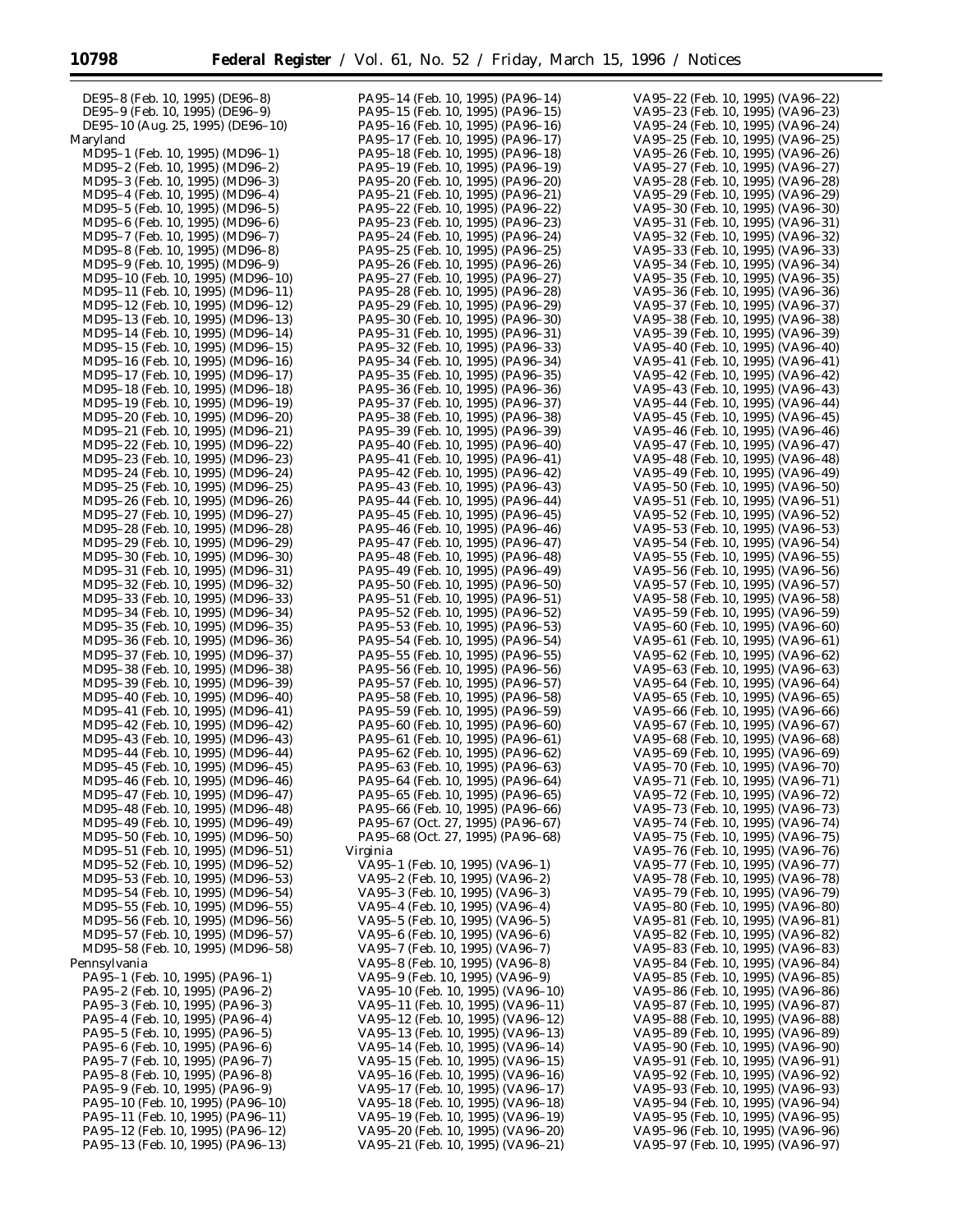DE95–8 (Feb. 10, 1995) (DE96–8)
DE95–9 (Feb. 10, 1995) (DE96–9)
DE95–10 (Aug. 25, 1995) (DE96–10)

Maryland

MD95–1 (Feb. 10, 1995) (MD96–1)
MD95–2 (Feb. 10, 1995) (MD96–2)
MD95–3 (Feb. 10, 1995) (MD96–3)
MD95–4 (Feb. 10, 1995) (MD96–4)
MD95–5 (Feb. 10, 1995) (MD96–5)
MD95–6 (Feb. 10, 1995) (MD96–6)
MD95–7 (Feb. 10, 1995) (MD96–7)
MD95–8 (Feb. 10, 1995) (MD96–8)
MD95–9 (Feb. 10, 1995) (MD96–9)
MD95–10 (Feb. 10, 1995) (MD96–10)
MD95–11 (Feb. 10, 1995) (MD96–11)
MD95–12 (Feb. 10, 1995) (MD96–12)
MD95–13 (Feb. 10, 1995) (MD96–13)
MD95–14 (Feb. 10, 1995) (MD96–14)
MD95–15 (Feb. 10, 1995) (MD96–15)
MD95–16 (Feb. 10, 1995) (MD96–16)
MD95–17 (Feb. 10, 1995) (MD96–17)
MD95–18 (Feb. 10, 1995) (MD96–18)
MD95–19 (Feb. 10, 1995) (MD96–19)
MD95–20 (Feb. 10, 1995) (MD96–20)
MD95–21 (Feb. 10, 1995) (MD96–21)
MD95–22 (Feb. 10, 1995) (MD96–22)
MD95–23 (Feb. 10, 1995) (MD96–23)
MD95–24 (Feb. 10, 1995) (MD96–24)
MD95–25 (Feb. 10, 1995) (MD96–25)
MD95–26 (Feb. 10, 1995) (MD96–26)
MD95–27 (Feb. 10, 1995) (MD96–27)
MD95–28 (Feb. 10, 1995) (MD96–28)
MD95–29 (Feb. 10, 1995) (MD96–29)
MD95–30 (Feb. 10, 1995) (MD96–30)
MD95–31 (Feb. 10, 1995) (MD96–31)
MD95–32 (Feb. 10, 1995) (MD96–32)
MD95–33 (Feb. 10, 1995) (MD96–33)
MD95–34 (Feb. 10, 1995) (MD96–34)
MD95–35 (Feb. 10, 1995) (MD96–35)
MD95–36 (Feb. 10, 1995) (MD96–36)
MD95–37 (Feb. 10, 1995) (MD96–37)
MD95–38 (Feb. 10, 1995) (MD96–38)
MD95–39 (Feb. 10, 1995) (MD96–39)
MD95–40 (Feb. 10, 1995) (MD96–40)
MD95–41 (Feb. 10, 1995) (MD96–41)
MD95–42 (Feb. 10, 1995) (MD96–42)
MD95–43 (Feb. 10, 1995) (MD96–43)
MD95–44 (Feb. 10, 1995) (MD96–44)
MD95–45 (Feb. 10, 1995) (MD96–45)
MD95–46 (Feb. 10, 1995) (MD96–46)
MD95–47 (Feb. 10, 1995) (MD96–47)
MD95–48 (Feb. 10, 1995) (MD96–48)
MD95–49 (Feb. 10, 1995) (MD96–49)
MD95–50 (Feb. 10, 1995) (MD96–50)
MD95–51 (Feb. 10, 1995) (MD96–51)
MD95–52 (Feb. 10, 1995) (MD96–52)
MD95–53 (Feb. 10, 1995) (MD96–53)
MD95–54 (Feb. 10, 1995) (MD96–54)
MD95–55 (Feb. 10, 1995) (MD96–55)
MD95–56 (Feb. 10, 1995) (MD96–56)
MD95–57 (Feb. 10, 1995) (MD96–57)
MD95–58 (Feb. 10, 1995) (MD96–58)

Pennsylvania

PA95–1 (Feb. 10, 1995) (PA96–1)
PA95–2 (Feb. 10, 1995) (PA96–2)
PA95–3 (Feb. 10, 1995) (PA96–3)
PA95–4 (Feb. 10, 1995) (PA96–4)
PA95–5 (Feb. 10, 1995) (PA96–5)
PA95–6 (Feb. 10, 1995) (PA96–6)
PA95–7 (Feb. 10, 1995) (PA96–7)
PA95–8 (Feb. 10, 1995) (PA96–8)
PA95–9 (Feb. 10, 1995) (PA96–9)
PA95–10 (Feb. 10, 1995) (PA96–10)
PA95–11 (Feb. 10, 1995) (PA96–11)
PA95–12 (Feb. 10, 1995) (PA96–12)
PA95–13 (Feb. 10, 1995) (PA96–13)
PA95–14 (Feb. 10, 1995) (PA96–14)
PA95–15 (Feb. 10, 1995) (PA96–15)
PA95–16 (Feb. 10, 1995) (PA96–16)
PA95–17 (Feb. 10, 1995) (PA96–17)
PA95–18 (Feb. 10, 1995) (PA96–18)
PA95–19 (Feb. 10, 1995) (PA96–19)
PA95–20 (Feb. 10, 1995) (PA96–20)
PA95–21 (Feb. 10, 1995) (PA96–21)
PA95–22 (Feb. 10, 1995) (PA96–22)
PA95–23 (Feb. 10, 1995) (PA96–23)
PA95–24 (Feb. 10, 1995) (PA96–24)
PA95–25 (Feb. 10, 1995) (PA96–25)
PA95–26 (Feb. 10, 1995) (PA96–26)
PA95–27 (Feb. 10, 1995) (PA96–27)
PA95–28 (Feb. 10, 1995) (PA96–28)
PA95–29 (Feb. 10, 1995) (PA96–29)
PA95–30 (Feb. 10, 1995) (PA96–30)
PA95–31 (Feb. 10, 1995) (PA96–31)
PA95–32 (Feb. 10, 1995) (PA96–33)
PA95–34 (Feb. 10, 1995) (PA96–34)
PA95–35 (Feb. 10, 1995) (PA96–35)
PA95–36 (Feb. 10, 1995) (PA96–36)
PA95–37 (Feb. 10, 1995) (PA96–37)
PA95–38 (Feb. 10, 1995) (PA96–38)
PA95–39 (Feb. 10, 1995) (PA96–39)
PA95–40 (Feb. 10, 1995) (PA96–40)
PA95–41 (Feb. 10, 1995) (PA96–41)
PA95–42 (Feb. 10, 1995) (PA96–42)
PA95–43 (Feb. 10, 1995) (PA96–43)
PA95–44 (Feb. 10, 1995) (PA96–44)
PA95–45 (Feb. 10, 1995) (PA96–45)
PA95–46 (Feb. 10, 1995) (PA96–46)
PA95–47 (Feb. 10, 1995) (PA96–47)
PA95–48 (Feb. 10, 1995) (PA96–48)
PA95–49 (Feb. 10, 1995) (PA96–49)
PA95–50 (Feb. 10, 1995) (PA96–50)
PA95–51 (Feb. 10, 1995) (PA96–51)
PA95–52 (Feb. 10, 1995) (PA96–52)
PA95–53 (Feb. 10, 1995) (PA96–53)
PA95–54 (Feb. 10, 1995) (PA96–54)
PA95–55 (Feb. 10, 1995) (PA96–55)
PA95–56 (Feb. 10, 1995) (PA96–56)
PA95–57 (Feb. 10, 1995) (PA96–57)
PA95–58 (Feb. 10, 1995) (PA96–58)
PA95–59 (Feb. 10, 1995) (PA96–59)
PA95–60 (Feb. 10, 1995) (PA96–60)
PA95–61 (Feb. 10, 1995) (PA96–61)
PA95–62 (Feb. 10, 1995) (PA96–62)
PA95–63 (Feb. 10, 1995) (PA96–63)
PA95–64 (Feb. 10, 1995) (PA96–64)
PA95–65 (Feb. 10, 1995) (PA96–65)
PA95–66 (Feb. 10, 1995) (PA96–66)
PA95–67 (Oct. 27, 1995) (PA96–67)
PA95–68 (Oct. 27, 1995) (PA96–68)

Virginia

VA95–1 (Feb. 10, 1995) (VA96–1)
VA95–2 (Feb. 10, 1995) (VA96–2)
VA95–3 (Feb. 10, 1995) (VA96–3)
VA95–4 (Feb. 10, 1995) (VA96–4)
VA95–5 (Feb. 10, 1995) (VA96–5)
VA95–6 (Feb. 10, 1995) (VA96–6)
VA95–7 (Feb. 10, 1995) (VA96–7)
VA95–8 (Feb. 10, 1995) (VA96–8)
VA95–9 (Feb. 10, 1995) (VA96–9)
VA95–10 (Feb. 10, 1995) (VA96–10)
VA95–11 (Feb. 10, 1995) (VA96–11)
VA95–12 (Feb. 10, 1995) (VA96–12)
VA95–13 (Feb. 10, 1995) (VA96–13)
VA95–14 (Feb. 10, 1995) (VA96–14)
VA95–15 (Feb. 10, 1995) (VA96–15)
VA95–16 (Feb. 10, 1995) (VA96–16)
VA95–17 (Feb. 10, 1995) (VA96–17)
VA95–18 (Feb. 10, 1995) (VA96–18)
VA95–19 (Feb. 10, 1995) (VA96–19)
VA95–20 (Feb. 10, 1995) (VA96–20)
VA95–21 (Feb. 10, 1995) (VA96–21)
VA95–22 (Feb. 10, 1995) (VA96–22)
VA95–23 (Feb. 10, 1995) (VA96–23)
VA95–24 (Feb. 10, 1995) (VA96–24)
VA95–25 (Feb. 10, 1995) (VA96–25)
VA95–26 (Feb. 10, 1995) (VA96–26)
VA95–27 (Feb. 10, 1995) (VA96–27)
VA95–28 (Feb. 10, 1995) (VA96–28)
VA95–29 (Feb. 10, 1995) (VA96–29)
VA95–30 (Feb. 10, 1995) (VA96–30)
VA95–31 (Feb. 10, 1995) (VA96–31)
VA95–32 (Feb. 10, 1995) (VA96–32)
VA95–33 (Feb. 10, 1995) (VA96–33)
VA95–34 (Feb. 10, 1995) (VA96–34)
VA95–35 (Feb. 10, 1995) (VA96–35)
VA95–36 (Feb. 10, 1995) (VA96–36)
VA95–37 (Feb. 10, 1995) (VA96–37)
VA95–38 (Feb. 10, 1995) (VA96–38)
VA95–39 (Feb. 10, 1995) (VA96–39)
VA95–40 (Feb. 10, 1995) (VA96–40)
VA95–41 (Feb. 10, 1995) (VA96–41)
VA95–42 (Feb. 10, 1995) (VA96–42)
VA95–43 (Feb. 10, 1995) (VA96–43)
VA95–44 (Feb. 10, 1995) (VA96–44)
VA95–45 (Feb. 10, 1995) (VA96–45)
VA95–46 (Feb. 10, 1995) (VA96–46)
VA95–47 (Feb. 10, 1995) (VA96–47)
VA95–48 (Feb. 10, 1995) (VA96–48)
VA95–49 (Feb. 10, 1995) (VA96–49)
VA95–50 (Feb. 10, 1995) (VA96–50)
VA95–51 (Feb. 10, 1995) (VA96–51)
VA95–52 (Feb. 10, 1995) (VA96–52)
VA95–53 (Feb. 10, 1995) (VA96–53)
VA95–54 (Feb. 10, 1995) (VA96–54)
VA95–55 (Feb. 10, 1995) (VA96–55)
VA95–56 (Feb. 10, 1995) (VA96–56)
VA95–57 (Feb. 10, 1995) (VA96–57)
VA95–58 (Feb. 10, 1995) (VA96–58)
VA95–59 (Feb. 10, 1995) (VA96–59)
VA95–60 (Feb. 10, 1995) (VA96–60)
VA95–61 (Feb. 10, 1995) (VA96–61)
VA95–62 (Feb. 10, 1995) (VA96–62)
VA95–63 (Feb. 10, 1995) (VA96–63)
VA95–64 (Feb. 10, 1995) (VA96–64)
VA95–65 (Feb. 10, 1995) (VA96–65)
VA95–66 (Feb. 10, 1995) (VA96–66)
VA95–67 (Feb. 10, 1995) (VA96–67)
VA95–68 (Feb. 10, 1995) (VA96–68)
VA95–69 (Feb. 10, 1995) (VA96–69)
VA95–70 (Feb. 10, 1995) (VA96–70)
VA95–71 (Feb. 10, 1995) (VA96–71)
VA95–72 (Feb. 10, 1995) (VA96–72)
VA95–73 (Feb. 10, 1995) (VA96–73)
VA95–74 (Feb. 10, 1995) (VA96–74)
VA95–75 (Feb. 10, 1995) (VA96–75)
VA95–76 (Feb. 10, 1995) (VA96–76)
VA95–77 (Feb. 10, 1995) (VA96–77)
VA95–78 (Feb. 10, 1995) (VA96–78)
VA95–79 (Feb. 10, 1995) (VA96–79)
VA95–80 (Feb. 10, 1995) (VA96–80)
VA95–81 (Feb. 10, 1995) (VA96–81)
VA95–82 (Feb. 10, 1995) (VA96–82)
VA95–83 (Feb. 10, 1995) (VA96–83)
VA95–84 (Feb. 10, 1995) (VA96–84)
VA95–85 (Feb. 10, 1995) (VA96–85)
VA95–86 (Feb. 10, 1995) (VA96–86)
VA95–87 (Feb. 10, 1995) (VA96–87)
VA95–88 (Feb. 10, 1995) (VA96–88)
VA95–89 (Feb. 10, 1995) (VA96–89)
VA95–90 (Feb. 10, 1995) (VA96–90)
VA95–91 (Feb. 10, 1995) (VA96–91)
VA95–92 (Feb. 10, 1995) (VA96–92)
VA95–93 (Feb. 10, 1995) (VA96–93)
VA95–94 (Feb. 10, 1995) (VA96–94)
VA95–95 (Feb. 10, 1995) (VA96–95)
VA95–96 (Feb. 10, 1995) (VA96–96)
VA95–97 (Feb. 10, 1995) (VA96–97)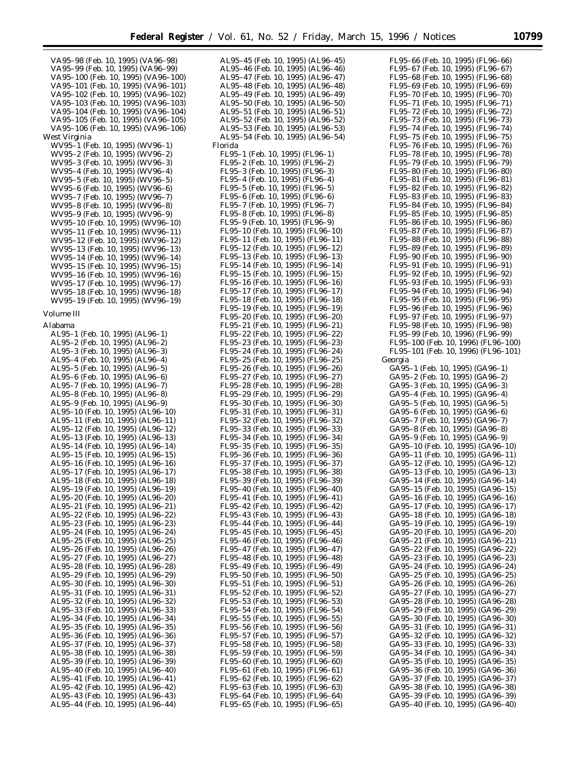VA95–98 (Feb. 10, 1995) (VA96–98)
VA95–99 (Feb. 10, 1995) (VA96–99)
VA95–100 (Feb. 10, 1995) (VA96–100)
VA95–101 (Feb. 10, 1995) (VA96–101)
VA95–102 (Feb. 10, 1995) (VA96–102)
VA95–103 (Feb. 10, 1995) (VA96–103)
VA95–104 (Feb. 10, 1995) (VA96–104)
VA95–105 (Feb. 10, 1995) (VA96–105)
VA95–106 (Feb. 10, 1995) (VA96–106)

West Virginia

WV95–1 (Feb. 10, 1995) (WV96–1)
WV95–2 (Feb. 10, 1995) (WV96–2)
WV95–3 (Feb. 10, 1995) (WV96–3)
WV95–4 (Feb. 10, 1995) (WV96–4)
WV95–5 (Feb. 10, 1995) (WV96–5)
WV95–6 (Feb. 10, 1995) (WV96–6)
WV95–7 (Feb. 10, 1995) (WV96–7)
WV95–8 (Feb. 10, 1995) (WV96–8)
WV95–9 (Feb. 10, 1995) (WV96–9)
WV95–10 (Feb. 10, 1995) (WV96–10)
WV95–11 (Feb. 10, 1995) (WV96–11)
WV95–12 (Feb. 10, 1995) (WV96–12)
WV95–13 (Feb. 10, 1995) (WV96–13)
WV95–14 (Feb. 10, 1995) (WV96–14)
WV95–15 (Feb. 10, 1995) (WV96–15)
WV95–16 (Feb. 10, 1995) (WV96–16)
WV95–17 (Feb. 10, 1995) (WV96–17)
WV95–18 (Feb. 10, 1995) (WV96–18)
WV95–19 (Feb. 10, 1995) (WV96–19)

Volume III

Alabama

AL95–1 (Feb. 10, 1995) (AL96–1)
AL95–2 (Feb. 10, 1995) (AL96–2)
AL95–3 (Feb. 10, 1995) (AL96–3)
AL95–4 (Feb. 10, 1995) (AL96–4)
AL95–5 (Feb. 10, 1995) (AL96–5)
AL95–6 (Feb. 10, 1995) (AL96–6)
AL95–7 (Feb. 10, 1995) (AL96–7)
AL95–8 (Feb. 10, 1995) (AL96–8)
AL95–9 (Feb. 10, 1995) (AL96–9)
AL95–10 (Feb. 10, 1995) (AL96–10)
AL95–11 (Feb. 10, 1995) (AL96–11)
AL95–12 (Feb. 10, 1995) (AL96–12)
AL95–13 (Feb. 10, 1995) (AL96–13)
AL95–14 (Feb. 10, 1995) (AL96–14)
AL95–15 (Feb. 10, 1995) (AL96–15)
AL95–16 (Feb. 10, 1995) (AL96–16)
AL95–17 (Feb. 10, 1995) (AL96–17)
AL95–18 (Feb. 10, 1995) (AL96–18)
AL95–19 (Feb. 10, 1995) (AL96–19)
AL95–20 (Feb. 10, 1995) (AL96–20)
AL95–21 (Feb. 10, 1995) (AL96–21)
AL95–22 (Feb. 10, 1995) (AL96–22)
AL95–23 (Feb. 10, 1995) (AL96–23)
AL95–24 (Feb. 10, 1995) (AL96–24)
AL95–25 (Feb. 10, 1995) (AL96–25)
AL95–26 (Feb. 10, 1995) (AL96–26)
AL95–27 (Feb. 10, 1995) (AL96–27)
AL95–28 (Feb. 10, 1995) (AL96–28)
AL95–29 (Feb. 10, 1995) (AL96–29)
AL95–30 (Feb. 10, 1995) (AL96–30)
AL95–31 (Feb. 10, 1995) (AL96–31)
AL95–32 (Feb. 10, 1995) (AL96–32)
AL95–33 (Feb. 10, 1995) (AL96–33)
AL95–34 (Feb. 10, 1995) (AL96–34)
AL95–35 (Feb. 10, 1995) (AL96–35)
AL95–36 (Feb. 10, 1995) (AL96–36)
AL95–37 (Feb. 10, 1995) (AL96–37)
AL95–38 (Feb. 10, 1995) (AL96–38)
AL95–39 (Feb. 10, 1995) (AL96–39)
AL95–40 (Feb. 10, 1995) (AL96–40)
AL95–41 (Feb. 10, 1995) (AL96–41)
AL95–42 (Feb. 10, 1995) (AL96–42)
AL95–43 (Feb. 10, 1995) (AL96–43)
AL95–44 (Feb. 10, 1995) (AL96–44)
AL95–45 (Feb. 10, 1995) (AL96–45)
AL95–46 (Feb. 10, 1995) (AL96–46)
AL95–47 (Feb. 10, 1995) (AL96–47)
AL95–48 (Feb. 10, 1995) (AL96–48)
AL95–49 (Feb. 10, 1995) (AL96–49)
AL95–50 (Feb. 10, 1995) (AL96–50)
AL95–51 (Feb. 10, 1995) (AL96–51)
AL95–52 (Feb. 10, 1995) (AL96–52)
AL95–53 (Feb. 10, 1995) (AL96–53)
AL95–54 (Feb. 10, 1995) (AL96–54)

Florida

FL95–1 (Feb. 10, 1995) (FL96–1)
FL95–2 (Feb. 10, 1995) (FL96–2)
FL95–3 (Feb. 10, 1995) (FL96–3)
FL95–4 (Feb. 10, 1995) (FL96–4)
FL95–5 (Feb. 10, 1995) (FL96–5)
FL95–6 (Feb. 10, 1995) (FL96–6)
FL95–7 (Feb. 10, 1995) (FL96–7)
FL95–8 (Feb. 10, 1995) (FL96–8)
FL95–9 (Feb. 10, 1995) (FL96–9)
FL95–10 (Feb. 10, 1995) (FL96–10)
FL95–11 (Feb. 10, 1995) (FL96–11)
FL95–12 (Feb. 10, 1995) (FL96–12)
FL95–13 (Feb. 10, 1995) (FL96–13)
FL95–14 (Feb. 10, 1995) (FL96–14)
FL95–15 (Feb. 10, 1995) (FL96–15)
FL95–16 (Feb. 10, 1995) (FL96–16)
FL95–17 (Feb. 10, 1995) (FL96–17)
FL95–18 (Feb. 10, 1995) (FL96–18)
FL95–19 (Feb. 10, 1995) (FL96–19)
FL95–20 (Feb. 10, 1995) (FL96–20)
FL95–21 (Feb. 10, 1995) (FL96–21)
FL95–22 (Feb. 10, 1995) (FL96–22)
FL95–23 (Feb. 10, 1995) (FL96–23)
FL95–24 (Feb. 10, 1995) (FL96–24)
FL95–25 (Feb. 10, 1995) (FL96–25)
FL95–26 (Feb. 10, 1995) (FL96–26)
FL95–27 (Feb. 10, 1995) (FL96–27)
FL95–28 (Feb. 10, 1995) (FL96–28)
FL95–29 (Feb. 10, 1995) (FL96–29)
FL95–30 (Feb. 10, 1995) (FL96–30)
FL95–31 (Feb. 10, 1995) (FL96–31)
FL95–32 (Feb. 10, 1995) (FL96–32)
FL95–33 (Feb. 10, 1995) (FL96–33)
FL95–34 (Feb. 10, 1995) (FL96–34)
FL95–35 (Feb. 10, 1995) (FL96–35)
FL95–36 (Feb. 10, 1995) (FL96–36)
FL95–37 (Feb. 10, 1995) (FL96–37)
FL95–38 (Feb. 10, 1995) (FL96–38)
FL95–39 (Feb. 10, 1995) (FL96–39)
FL95–40 (Feb. 10, 1995) (FL96–40)
FL95–41 (Feb. 10, 1995) (FL96–41)
FL95–42 (Feb. 10, 1995) (FL96–42)
FL95–43 (Feb. 10, 1995) (FL96–43)
FL95–44 (Feb. 10, 1995) (FL96–44)
FL95–45 (Feb. 10, 1995) (FL96–45)
FL95–46 (Feb. 10, 1995) (FL96–46)
FL95–47 (Feb. 10, 1995) (FL96–47)
FL95–48 (Feb. 10, 1995) (FL96–48)
FL95–49 (Feb. 10, 1995) (FL96–49)
FL95–50 (Feb. 10, 1995) (FL96–50)
FL95–51 (Feb. 10, 1995) (FL96–51)
FL95–52 (Feb. 10, 1995) (FL96–52)
FL95–53 (Feb. 10, 1995) (FL96–53)
FL95–54 (Feb. 10, 1995) (FL96–54)
FL95–55 (Feb. 10, 1995) (FL96–55)
FL95–56 (Feb. 10, 1995) (FL96–56)
FL95–57 (Feb. 10, 1995) (FL96–57)
FL95–58 (Feb. 10, 1995) (FL96–58)
FL95–59 (Feb. 10, 1995) (FL96–59)
FL95–60 (Feb. 10, 1995) (FL96–60)
FL95–61 (Feb. 10, 1995) (FL96–61)
FL95–62 (Feb. 10, 1995) (FL96–62)
FL95–63 (Feb. 10, 1995) (FL96–63)
FL95–64 (Feb. 10, 1995) (FL96–64)
FL95–65 (Feb. 10, 1995) (FL96–65)
FL95–66 (Feb. 10, 1995) (FL96–66)
FL95–67 (Feb. 10, 1995) (FL96–67)
FL95–68 (Feb. 10, 1995) (FL96–68)
FL95–69 (Feb. 10, 1995) (FL96–69)
FL95–70 (Feb. 10, 1995) (FL96–70)
FL95–71 (Feb. 10, 1995) (FL96–71)
FL95–72 (Feb. 10, 1995) (FL96–72)
FL95–73 (Feb. 10, 1995) (FL96–73)
FL95–74 (Feb. 10, 1995) (FL96–74)
FL95–75 (Feb. 10, 1995) (FL96–75)
FL95–76 (Feb. 10, 1995) (FL96–76)
FL95–78 (Feb. 10, 1995) (FL96–78)
FL95–79 (Feb. 10, 1995) (FL96–79)
FL95–80 (Feb. 10, 1995) (FL96–80)
FL95–81 (Feb. 10, 1995) (FL96–81)
FL95–82 (Feb. 10, 1995) (FL96–82)
FL95–83 (Feb. 10, 1995) (FL96–83)
FL95–84 (Feb. 10, 1995) (FL96–84)
FL95–85 (Feb. 10, 1995) (FL96–85)
FL95–86 (Feb. 10, 1995) (FL96–86)
FL95–87 (Feb. 10, 1995) (FL96–87)
FL95–88 (Feb. 10, 1995) (FL96–88)
FL95–89 (Feb. 10, 1995) (FL96–89)
FL95–90 (Feb. 10, 1995) (FL96–90)
FL95–91 (Feb. 10, 1995) (FL96–91)
FL95–92 (Feb. 10, 1995) (FL96–92)
FL95–93 (Feb. 10, 1995) (FL96–93)
FL95–94 (Feb. 10, 1995) (FL96–94)
FL95–95 (Feb. 10, 1995) (FL96–95)
FL95–96 (Feb. 10, 1995) (FL96–96)
FL95–97 (Feb. 10, 1995) (FL96–97)
FL95–98 (Feb. 10, 1995) (FL96–98)
FL95–99 (Feb. 10, 1996) (FL96–99)
FL95–100 (Feb. 10, 1996) (FL96–100)
FL95–101 (Feb. 10, 1996) (FL96–101)

Georgia

GA95–1 (Feb. 10, 1995) (GA96–1)
GA95–2 (Feb. 10, 1995) (GA96–2)
GA95–3 (Feb. 10, 1995) (GA96–3)
GA95–4 (Feb. 10, 1995) (GA96–4)
GA95–5 (Feb. 10, 1995) (GA96–5)
GA95–6 (Feb. 10, 1995) (GA96–6)
GA95–7 (Feb. 10, 1995) (GA96–7)
GA95–8 (Feb. 10, 1995) (GA96–8)
GA95–9 (Feb. 10, 1995) (GA96–9)
GA95–10 (Feb. 10, 1995) (GA96–10)
GA95–11 (Feb. 10, 1995) (GA96–11)
GA95–12 (Feb. 10, 1995) (GA96–12)
GA95–13 (Feb. 10, 1995) (GA96–13)
GA95–14 (Feb. 10, 1995) (GA96–14)
GA95–15 (Feb. 10, 1995) (GA96–15)
GA95–16 (Feb. 10, 1995) (GA96–16)
GA95–17 (Feb. 10, 1995) (GA96–17)
GA95–18 (Feb. 10, 1995) (GA96–18)
GA95–19 (Feb. 10, 1995) (GA96–19)
GA95–20 (Feb. 10, 1995) (GA96–20)
GA95–21 (Feb. 10, 1995) (GA96–21)
GA95–22 (Feb. 10, 1995) (GA96–22)
GA95–23 (Feb. 10, 1995) (GA96–23)
GA95–24 (Feb. 10, 1995) (GA96–24)
GA95–25 (Feb. 10, 1995) (GA96–25)
GA95–26 (Feb. 10, 1995) (GA96–26)
GA95–27 (Feb. 10, 1995) (GA96–27)
GA95–28 (Feb. 10, 1995) (GA96–28)
GA95–29 (Feb. 10, 1995) (GA96–29)
GA95–30 (Feb. 10, 1995) (GA96–30)
GA95–31 (Feb. 10, 1995) (GA96–31)
GA95–32 (Feb. 10, 1995) (GA96–32)
GA95–33 (Feb. 10, 1995) (GA96–33)
GA95–34 (Feb. 10, 1995) (GA96–34)
GA95–35 (Feb. 10, 1995) (GA96–35)
GA95–36 (Feb. 10, 1995) (GA96–36)
GA95–37 (Feb. 10, 1995) (GA96–37)
GA95–38 (Feb. 10, 1995) (GA96–38)
GA95–39 (Feb. 10, 1995) (GA96–39)
GA95–40 (Feb. 10, 1995) (GA96–40)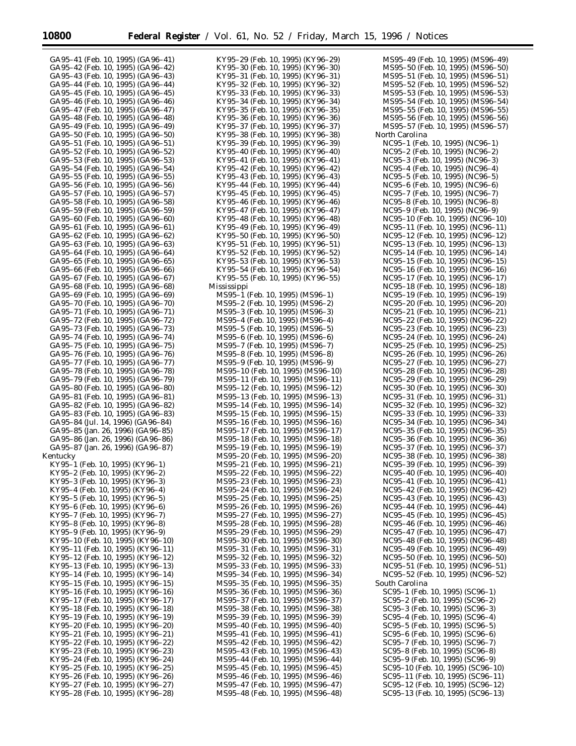GA95–41 (Feb. 10, 1995) (GA96–41)
GA95–42 (Feb. 10, 1995) (GA96–42)
GA95–43 (Feb. 10, 1995) (GA96–43)
GA95–44 (Feb. 10, 1995) (GA96–44)
GA95–45 (Feb. 10, 1995) (GA96–45)
GA95–46 (Feb. 10, 1995) (GA96–46)
GA95–47 (Feb. 10, 1995) (GA96–47)
GA95–48 (Feb. 10, 1995) (GA96–48)
GA95–49 (Feb. 10, 1995) (GA96–49)
GA95–50 (Feb. 10, 1995) (GA96–50)
GA95–51 (Feb. 10, 1995) (GA96–51)
GA95–52 (Feb. 10, 1995) (GA96–52)
GA95–53 (Feb. 10, 1995) (GA96–53)
GA95–54 (Feb. 10, 1995) (GA96–54)
GA95–55 (Feb. 10, 1995) (GA96–55)
GA95–56 (Feb. 10, 1995) (GA96–56)
GA95–57 (Feb. 10, 1995) (GA96–57)
GA95–58 (Feb. 10, 1995) (GA96–58)
GA95–59 (Feb. 10, 1995) (GA96–59)
GA95–60 (Feb. 10, 1995) (GA96–60)
GA95–61 (Feb. 10, 1995) (GA96–61)
GA95–62 (Feb. 10, 1995) (GA96–62)
GA95–63 (Feb. 10, 1995) (GA96–63)
GA95–64 (Feb. 10, 1995) (GA96–64)
GA95–65 (Feb. 10, 1995) (GA96–65)
GA95–66 (Feb. 10, 1995) (GA96–66)
GA95–67 (Feb. 10, 1995) (GA96–67)
GA95–68 (Feb. 10, 1995) (GA96–68)
GA95–69 (Feb. 10, 1995) (GA96–69)
GA95–70 (Feb. 10, 1995) (GA96–70)
GA95–71 (Feb. 10, 1995) (GA96–71)
GA95–72 (Feb. 10, 1995) (GA96–72)
GA95–73 (Feb. 10, 1995) (GA96–73)
GA95–74 (Feb. 10, 1995) (GA96–74)
GA95–75 (Feb. 10, 1995) (GA96–75)
GA95–76 (Feb. 10, 1995) (GA96–76)
GA95–77 (Feb. 10, 1995) (GA96–77)
GA95–78 (Feb. 10, 1995) (GA96–78)
GA95–79 (Feb. 10, 1995) (GA96–79)
GA95–80 (Feb. 10, 1995) (GA96–80)
GA95–81 (Feb. 10, 1995) (GA96–81)
GA95–82 (Feb. 10, 1995) (GA96–82)
GA95–83 (Feb. 10, 1995) (GA96–83)
GA95–84 (Jul. 14, 1996) (GA96–84)
GA95–85 (Jan. 26, 1996) (GA96–85)
GA95–86 (Jan. 26, 1996) (GA96–86)
GA95–87 (Jan. 26, 1996) (GA96–87)

Kentucky

KY95–1 (Feb. 10, 1995) (KY96–1)
KY95–2 (Feb. 10, 1995) (KY96–2)
KY95–3 (Feb. 10, 1995) (KY96–3)
KY95–4 (Feb. 10, 1995) (KY96–4)
KY95–5 (Feb. 10, 1995) (KY96–5)
KY95–6 (Feb. 10, 1995) (KY96–6)
KY95–7 (Feb. 10, 1995) (KY96–7)
KY95–8 (Feb. 10, 1995) (KY96–8)
KY95–9 (Feb. 10, 1995) (KY96–9)
KY95–10 (Feb. 10, 1995) (KY96–10)
KY95–11 (Feb. 10, 1995) (KY96–11)
KY95–12 (Feb. 10, 1995) (KY96–12)
KY95–13 (Feb. 10, 1995) (KY96–13)
KY95–14 (Feb. 10, 1995) (KY96–14)
KY95–15 (Feb. 10, 1995) (KY96–15)
KY95–16 (Feb. 10, 1995) (KY96–16)
KY95–17 (Feb. 10, 1995) (KY96–17)
KY95–18 (Feb. 10, 1995) (KY96–18)
KY95–19 (Feb. 10, 1995) (KY96–19)
KY95–20 (Feb. 10, 1995) (KY96–20)
KY95–21 (Feb. 10, 1995) (KY96–21)
KY95–22 (Feb. 10, 1995) (KY96–22)
KY95–23 (Feb. 10, 1995) (KY96–23)
KY95–24 (Feb. 10, 1995) (KY96–24)
KY95–25 (Feb. 10, 1995) (KY96–25)
KY95–26 (Feb. 10, 1995) (KY96–26)
KY95–27 (Feb. 10, 1995) (KY96–27)
KY95–28 (Feb. 10, 1995) (KY96–28)
KY95–29 (Feb. 10, 1995) (KY96–29)
KY95–30 (Feb. 10, 1995) (KY96–30)
KY95–31 (Feb. 10, 1995) (KY96–31)
KY95–32 (Feb. 10, 1995) (KY96–32)
KY95–33 (Feb. 10, 1995) (KY96–33)
KY95–34 (Feb. 10, 1995) (KY96–34)
KY95–35 (Feb. 10, 1995) (KY96–35)
KY95–36 (Feb. 10, 1995) (KY96–36)
KY95–37 (Feb. 10, 1995) (KY96–37)
KY95–38 (Feb. 10, 1995) (KY96–38)
KY95–39 (Feb. 10, 1995) (KY96–39)
KY95–40 (Feb. 10, 1995) (KY96–40)
KY95–41 (Feb. 10, 1995) (KY96–41)
KY95–42 (Feb. 10, 1995) (KY96–42)
KY95–43 (Feb. 10, 1995) (KY96–43)
KY95–44 (Feb. 10, 1995) (KY96–44)
KY95–45 (Feb. 10, 1995) (KY96–45)
KY95–46 (Feb. 10, 1995) (KY96–46)
KY95–47 (Feb. 10, 1995) (KY96–47)
KY95–48 (Feb. 10, 1995) (KY96–48)
KY95–49 (Feb. 10, 1995) (KY96–49)
KY95–50 (Feb. 10, 1995) (KY96–50)
KY95–51 (Feb. 10, 1995) (KY96–51)
KY95–52 (Feb. 10, 1995) (KY96–52)
KY95–53 (Feb. 10, 1995) (KY96–53)
KY95–54 (Feb. 10, 1995) (KY96–54)
KY95–55 (Feb. 10, 1995) (KY96–55)

Mississippi

MS95–1 (Feb. 10, 1995) (MS96–1)
MS95–2 (Feb. 10, 1995) (MS96–2)
MS95–3 (Feb. 10, 1995) (MS96–3)
MS95–4 (Feb. 10, 1995) (MS96–4)
MS95–5 (Feb. 10, 1995) (MS96–5)
MS95–6 (Feb. 10, 1995) (MS96–6)
MS95–7 (Feb. 10, 1995) (MS96–7)
MS95–8 (Feb. 10, 1995) (MS96–8)
MS95–9 (Feb. 10, 1995) (MS96–9)
MS95–10 (Feb. 10, 1995) (MS96–10)
MS95–11 (Feb. 10, 1995) (MS96–11)
MS95–12 (Feb. 10, 1995) (MS96–12)
MS95–13 (Feb. 10, 1995) (MS96–13)
MS95–14 (Feb. 10, 1995) (MS96–14)
MS95–15 (Feb. 10, 1995) (MS96–15)
MS95–16 (Feb. 10, 1995) (MS96–16)
MS95–17 (Feb. 10, 1995) (MS96–17)
MS95–18 (Feb. 10, 1995) (MS96–18)
MS95–19 (Feb. 10, 1995) (MS96–19)
MS95–20 (Feb. 10, 1995) (MS96–20)
MS95–21 (Feb. 10, 1995) (MS96–21)
MS95–22 (Feb. 10, 1995) (MS96–22)
MS95–23 (Feb. 10, 1995) (MS96–23)
MS95–24 (Feb. 10, 1995) (MS96–24)
MS95–25 (Feb. 10, 1995) (MS96–25)
MS95–26 (Feb. 10, 1995) (MS96–26)
MS95–27 (Feb. 10, 1995) (MS96–27)
MS95–28 (Feb. 10, 1995) (MS96–28)
MS95–29 (Feb. 10, 1995) (MS96–29)
MS95–30 (Feb. 10, 1995) (MS96–30)
MS95–31 (Feb. 10, 1995) (MS96–31)
MS95–32 (Feb. 10, 1995) (MS96–32)
MS95–33 (Feb. 10, 1995) (MS96–33)
MS95–34 (Feb. 10, 1995) (MS96–34)
MS95–35 (Feb. 10, 1995) (MS96–35)
MS95–36 (Feb. 10, 1995) (MS96–36)
MS95–37 (Feb. 10, 1995) (MS96–37)
MS95–38 (Feb. 10, 1995) (MS96–38)
MS95–39 (Feb. 10, 1995) (MS96–39)
MS95–40 (Feb. 10, 1995) (MS96–40)
MS95–41 (Feb. 10, 1995) (MS96–41)
MS95–42 (Feb. 10, 1995) (MS96–42)
MS95–43 (Feb. 10, 1995) (MS96–43)
MS95–44 (Feb. 10, 1995) (MS96–44)
MS95–45 (Feb. 10, 1995) (MS96–45)
MS95–46 (Feb. 10, 1995) (MS96–46)
MS95–47 (Feb. 10, 1995) (MS96–47)
MS95–48 (Feb. 10, 1995) (MS96–48)
MS95–49 (Feb. 10, 1995) (MS96–49)
MS95–50 (Feb. 10, 1995) (MS96–50)
MS95–51 (Feb. 10, 1995) (MS96–51)
MS95–52 (Feb. 10, 1995) (MS96–52)
MS95–53 (Feb. 10, 1995) (MS96–53)
MS95–54 (Feb. 10, 1995) (MS96–54)
MS95–55 (Feb. 10, 1995) (MS96–55)
MS95–56 (Feb. 10, 1995) (MS96–56)
MS95–57 (Feb. 10, 1995) (MS96–57)

North Carolina

NC95–1 (Feb. 10, 1995) (NC96–1)
NC95–2 (Feb. 10, 1995) (NC96–2)
NC95–3 (Feb. 10, 1995) (NC96–3)
NC95–4 (Feb. 10, 1995) (NC96–4)
NC95–5 (Feb. 10, 1995) (NC96–5)
NC95–6 (Feb. 10, 1995) (NC96–6)
NC95–7 (Feb. 10, 1995) (NC96–7)
NC95–8 (Feb. 10, 1995) (NC96–8)
NC95–9 (Feb. 10, 1995) (NC96–9)
NC95–10 (Feb. 10, 1995) (NC96–10)
NC95–11 (Feb. 10, 1995) (NC96–11)
NC95–12 (Feb. 10, 1995) (NC96–12)
NC95–13 (Feb. 10, 1995) (NC96–13)
NC95–14 (Feb. 10, 1995) (NC96–14)
NC95–15 (Feb. 10, 1995) (NC96–15)
NC95–16 (Feb. 10, 1995) (NC96–16)
NC95–17 (Feb. 10, 1995) (NC96–17)
NC95–18 (Feb. 10, 1995) (NC96–18)
NC95–19 (Feb. 10, 1995) (NC96–19)
NC95–20 (Feb. 10, 1995) (NC96–20)
NC95–21 (Feb. 10, 1995) (NC96–21)
NC95–22 (Feb. 10, 1995) (NC96–22)
NC95–23 (Feb. 10, 1995) (NC96–23)
NC95–24 (Feb. 10, 1995) (NC96–24)
NC95–25 (Feb. 10, 1995) (NC96–25)
NC95–26 (Feb. 10, 1995) (NC96–26)
NC95–27 (Feb. 10, 1995) (NC96–27)
NC95–28 (Feb. 10, 1995) (NC96–28)
NC95–29 (Feb. 10, 1995) (NC96–29)
NC95–30 (Feb. 10, 1995) (NC96–30)
NC95–31 (Feb. 10, 1995) (NC96–31)
NC95–32 (Feb. 10, 1995) (NC96–32)
NC95–33 (Feb. 10, 1995) (NC96–33)
NC95–34 (Feb. 10, 1995) (NC96–34)
NC95–35 (Feb. 10, 1995) (NC96–35)
NC95–36 (Feb. 10, 1995) (NC96–36)
NC95–37 (Feb. 10, 1995) (NC96–37)
NC95–38 (Feb. 10, 1995) (NC96–38)
NC95–39 (Feb. 10, 1995) (NC96–39)
NC95–40 (Feb. 10, 1995) (NC96–40)
NC95–41 (Feb. 10, 1995) (NC96–41)
NC95–42 (Feb. 10, 1995) (NC96–42)
NC95–43 (Feb. 10, 1995) (NC96–43)
NC95–44 (Feb. 10, 1995) (NC96–44)
NC95–45 (Feb. 10, 1995) (NC96–45)
NC95–46 (Feb. 10, 1995) (NC96–46)
NC95–47 (Feb. 10, 1995) (NC96–47)
NC95–48 (Feb. 10, 1995) (NC96–48)
NC95–49 (Feb. 10, 1995) (NC96–49)
NC95–50 (Feb. 10, 1995) (NC96–50)
NC95–51 (Feb. 10, 1995) (NC96–51)
NC95–52 (Feb. 10, 1995) (NC96–52)

South Carolina

SC95–1 (Feb. 10, 1995) (SC96–1)
SC95–2 (Feb. 10, 1995) (SC96–2)
SC95–3 (Feb. 10, 1995) (SC96–3)
SC95–4 (Feb. 10, 1995) (SC96–4)
SC95–5 (Feb. 10, 1995) (SC96–5)
SC95–6 (Feb. 10, 1995) (SC96–6)
SC95–7 (Feb. 10, 1995) (SC96–7)
SC95–8 (Feb. 10, 1995) (SC96–8)
SC95–9 (Feb. 10, 1995) (SC96–9)
SC95–10 (Feb. 10, 1995) (SC96–10)
SC95–11 (Feb. 10, 1995) (SC96–11)
SC95–12 (Feb. 10, 1995) (SC96–12)
SC95–13 (Feb. 10, 1995) (SC96–13)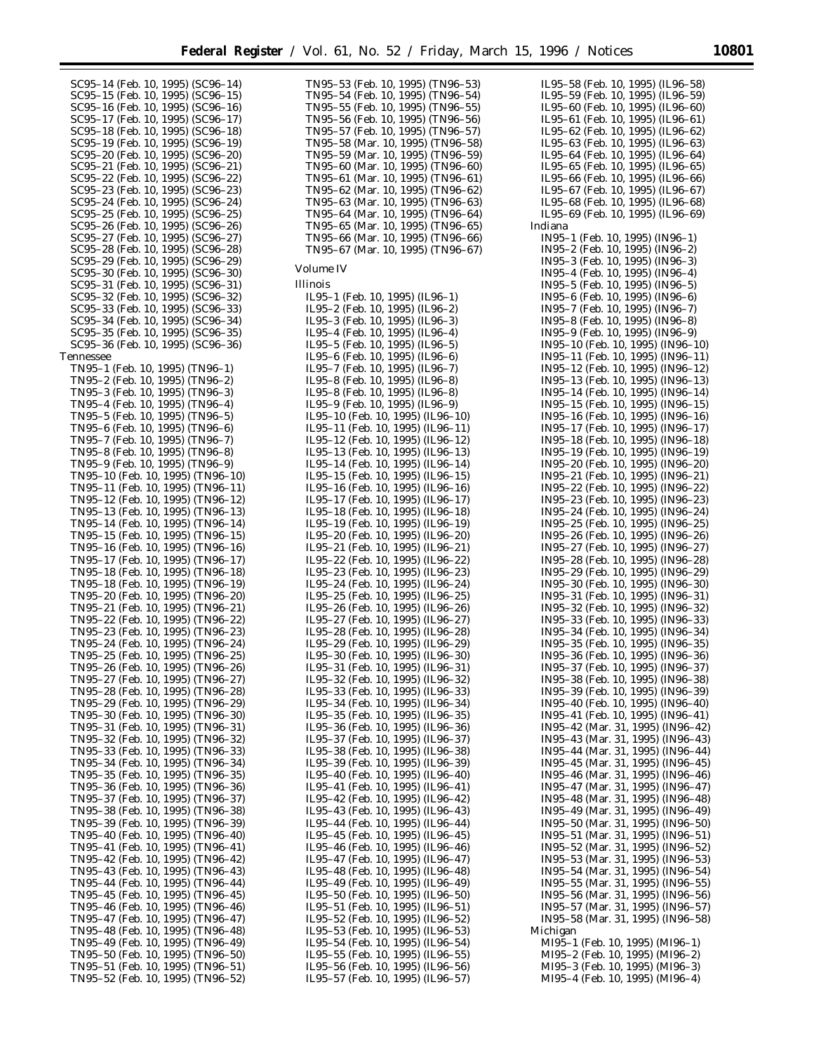SC95–14 (Feb. 10, 1995) (SC96–14)
SC95–15 (Feb. 10, 1995) (SC96–15)
SC95–16 (Feb. 10, 1995) (SC96–16)
SC95–17 (Feb. 10, 1995) (SC96–17)
SC95–18 (Feb. 10, 1995) (SC96–18)
SC95–19 (Feb. 10, 1995) (SC96–19)
SC95–20 (Feb. 10, 1995) (SC96–20)
SC95–21 (Feb. 10, 1995) (SC96–21)
SC95–22 (Feb. 10, 1995) (SC96–22)
SC95–23 (Feb. 10, 1995) (SC96–23)
SC95–24 (Feb. 10, 1995) (SC96–24)
SC95–25 (Feb. 10, 1995) (SC96–25)
SC95–26 (Feb. 10, 1995) (SC96–26)
SC95–27 (Feb. 10, 1995) (SC96–27)
SC95–28 (Feb. 10, 1995) (SC96–28)
SC95–29 (Feb. 10, 1995) (SC96–29)
SC95–30 (Feb. 10, 1995) (SC96–30)
SC95–31 (Feb. 10, 1995) (SC96–31)
SC95–32 (Feb. 10, 1995) (SC96–32)
SC95–33 (Feb. 10, 1995) (SC96–33)
SC95–34 (Feb. 10, 1995) (SC96–34)
SC95–35 (Feb. 10, 1995) (SC96–35)
SC95–36 (Feb. 10, 1995) (SC96–36)

Tennessee

TN95–1 (Feb. 10, 1995) (TN96–1)
TN95–2 (Feb. 10, 1995) (TN96–2)
TN95–3 (Feb. 10, 1995) (TN96–3)
TN95–4 (Feb. 10, 1995) (TN96–4)
TN95–5 (Feb. 10, 1995) (TN96–5)
TN95–6 (Feb. 10, 1995) (TN96–6)
TN95–7 (Feb. 10, 1995) (TN96–7)
TN95–8 (Feb. 10, 1995) (TN96–8)
TN95–9 (Feb. 10, 1995) (TN96–9)
TN95–10 (Feb. 10, 1995) (TN96–10)
TN95–11 (Feb. 10, 1995) (TN96–11)
TN95–12 (Feb. 10, 1995) (TN96–12)
TN95–13 (Feb. 10, 1995) (TN96–13)
TN95–14 (Feb. 10, 1995) (TN96–14)
TN95–15 (Feb. 10, 1995) (TN96–15)
TN95–16 (Feb. 10, 1995) (TN96–16)
TN95–17 (Feb. 10, 1995) (TN96–17)
TN95–18 (Feb. 10, 1995) (TN96–18)
TN95–18 (Feb. 10, 1995) (TN96–19)
TN95–20 (Feb. 10, 1995) (TN96–20)
TN95–21 (Feb. 10, 1995) (TN96–21)
TN95–22 (Feb. 10, 1995) (TN96–22)
TN95–23 (Feb. 10, 1995) (TN96–23)
TN95–24 (Feb. 10, 1995) (TN96–24)
TN95–25 (Feb. 10, 1995) (TN96–25)
TN95–26 (Feb. 10, 1995) (TN96–26)
TN95–27 (Feb. 10, 1995) (TN96–27)
TN95–28 (Feb. 10, 1995) (TN96–28)
TN95–29 (Feb. 10, 1995) (TN96–29)
TN95–30 (Feb. 10, 1995) (TN96–30)
TN95–31 (Feb. 10, 1995) (TN96–31)
TN95–32 (Feb. 10, 1995) (TN96–32)
TN95–33 (Feb. 10, 1995) (TN96–33)
TN95–34 (Feb. 10, 1995) (TN96–34)
TN95–35 (Feb. 10, 1995) (TN96–35)
TN95–36 (Feb. 10, 1995) (TN96–36)
TN95–37 (Feb. 10, 1995) (TN96–37)
TN95–38 (Feb. 10, 1995) (TN96–38)
TN95–39 (Feb. 10, 1995) (TN96–39)
TN95–40 (Feb. 10, 1995) (TN96–40)
TN95–41 (Feb. 10, 1995) (TN96–41)
TN95–42 (Feb. 10, 1995) (TN96–42)
TN95–43 (Feb. 10, 1995) (TN96–43)
TN95–44 (Feb. 10, 1995) (TN96–44)
TN95–45 (Feb. 10, 1995) (TN96–45)
TN95–46 (Feb. 10, 1995) (TN96–46)
TN95–47 (Feb. 10, 1995) (TN96–47)
TN95–48 (Feb. 10, 1995) (TN96–48)
TN95–49 (Feb. 10, 1995) (TN96–49)
TN95–50 (Feb. 10, 1995) (TN96–50)
TN95–51 (Feb. 10, 1995) (TN96–51)
TN95–52 (Feb. 10, 1995) (TN96–52)
TN95–53 (Feb. 10, 1995) (TN96–53)
TN95–54 (Feb. 10, 1995) (TN96–54)
TN95–55 (Feb. 10, 1995) (TN96–55)
TN95–56 (Feb. 10, 1995) (TN96–56)
TN95–57 (Feb. 10, 1995) (TN96–57)
TN95–58 (Mar. 10, 1995) (TN96–58)
TN95–59 (Mar. 10, 1995) (TN96–59)
TN95–60 (Mar. 10, 1995) (TN96–60)
TN95–61 (Mar. 10, 1995) (TN96–61)
TN95–62 (Mar. 10, 1995) (TN96–62)
TN95–63 (Mar. 10, 1995) (TN96–63)
TN95–64 (Mar. 10, 1995) (TN96–64)
TN95–65 (Mar. 10, 1995) (TN96–65)
TN95–66 (Mar. 10, 1995) (TN96–66)
TN95–67 (Mar. 10, 1995) (TN96–67)

Volume IV

Illinois

IL95–1 (Feb. 10, 1995) (IL96–1)
IL95–2 (Feb. 10, 1995) (IL96–2)
IL95–3 (Feb. 10, 1995) (IL96–3)
IL95–4 (Feb. 10, 1995) (IL96–4)
IL95–5 (Feb. 10, 1995) (IL96–5)
IL95–6 (Feb. 10, 1995) (IL96–6)
IL95–7 (Feb. 10, 1995) (IL96–7)
IL95–8 (Feb. 10, 1995) (IL96–8)
IL95–8 (Feb. 10, 1995) (IL96–8)
IL95–9 (Feb. 10, 1995) (IL96–9)
IL95–10 (Feb. 10, 1995) (IL96–10)
IL95–11 (Feb. 10, 1995) (IL96–11)
IL95–12 (Feb. 10, 1995) (IL96–12)
IL95–13 (Feb. 10, 1995) (IL96–13)
IL95–14 (Feb. 10, 1995) (IL96–14)
IL95–15 (Feb. 10, 1995) (IL96–15)
IL95–16 (Feb. 10, 1995) (IL96–16)
IL95–17 (Feb. 10, 1995) (IL96–17)
IL95–18 (Feb. 10, 1995) (IL96–18)
IL95–19 (Feb. 10, 1995) (IL96–19)
IL95–20 (Feb. 10, 1995) (IL96–20)
IL95–21 (Feb. 10, 1995) (IL96–21)
IL95–22 (Feb. 10, 1995) (IL96–22)
IL95–23 (Feb. 10, 1995) (IL96–23)
IL95–24 (Feb. 10, 1995) (IL96–24)
IL95–25 (Feb. 10, 1995) (IL96–25)
IL95–26 (Feb. 10, 1995) (IL96–26)
IL95–27 (Feb. 10, 1995) (IL96–27)
IL95–28 (Feb. 10, 1995) (IL96–28)
IL95–29 (Feb. 10, 1995) (IL96–29)
IL95–30 (Feb. 10, 1995) (IL96–30)
IL95–31 (Feb. 10, 1995) (IL96–31)
IL95–32 (Feb. 10, 1995) (IL96–32)
IL95–33 (Feb. 10, 1995) (IL96–33)
IL95–34 (Feb. 10, 1995) (IL96–34)
IL95–35 (Feb. 10, 1995) (IL96–35)
IL95–36 (Feb. 10, 1995) (IL96–36)
IL95–37 (Feb. 10, 1995) (IL96–37)
IL95–38 (Feb. 10, 1995) (IL96–38)
IL95–39 (Feb. 10, 1995) (IL96–39)
IL95–40 (Feb. 10, 1995) (IL96–40)
IL95–41 (Feb. 10, 1995) (IL96–41)
IL95–42 (Feb. 10, 1995) (IL96–42)
IL95–43 (Feb. 10, 1995) (IL96–43)
IL95–44 (Feb. 10, 1995) (IL96–44)
IL95–45 (Feb. 10, 1995) (IL96–45)
IL95–46 (Feb. 10, 1995) (IL96–46)
IL95–47 (Feb. 10, 1995) (IL96–47)
IL95–48 (Feb. 10, 1995) (IL96–48)
IL95–49 (Feb. 10, 1995) (IL96–49)
IL95–50 (Feb. 10, 1995) (IL96–50)
IL95–51 (Feb. 10, 1995) (IL96–51)
IL95–52 (Feb. 10, 1995) (IL96–52)
IL95–53 (Feb. 10, 1995) (IL96–53)
IL95–54 (Feb. 10, 1995) (IL96–54)
IL95–55 (Feb. 10, 1995) (IL96–55)
IL95–56 (Feb. 10, 1995) (IL96–56)
IL95–57 (Feb. 10, 1995) (IL96–57)
IL95–58 (Feb. 10, 1995) (IL96–58)
IL95–59 (Feb. 10, 1995) (IL96–59)
IL95–60 (Feb. 10, 1995) (IL96–60)
IL95–61 (Feb. 10, 1995) (IL96–61)
IL95–62 (Feb. 10, 1995) (IL96–62)
IL95–63 (Feb. 10, 1995) (IL96–63)
IL95–64 (Feb. 10, 1995) (IL96–64)
IL95–65 (Feb. 10, 1995) (IL96–65)
IL95–66 (Feb. 10, 1995) (IL96–66)
IL95–67 (Feb. 10, 1995) (IL96–67)
IL95–68 (Feb. 10, 1995) (IL96–68)
IL95–69 (Feb. 10, 1995) (IL96–69)

Indiana

IN95–1 (Feb. 10, 1995) (IN96–1)
IN95–2 (Feb. 10, 1995) (IN96–2)
IN95–3 (Feb. 10, 1995) (IN96–3)
IN95–4 (Feb. 10, 1995) (IN96–4)
IN95–5 (Feb. 10, 1995) (IN96–5)
IN95–6 (Feb. 10, 1995) (IN96–6)
IN95–7 (Feb. 10, 1995) (IN96–7)
IN95–8 (Feb. 10, 1995) (IN96–8)
IN95–9 (Feb. 10, 1995) (IN96–9)
IN95–10 (Feb. 10, 1995) (IN96–10)
IN95–11 (Feb. 10, 1995) (IN96–11)
IN95–12 (Feb. 10, 1995) (IN96–12)
IN95–13 (Feb. 10, 1995) (IN96–13)
IN95–14 (Feb. 10, 1995) (IN96–14)
IN95–15 (Feb. 10, 1995) (IN96–15)
IN95–16 (Feb. 10, 1995) (IN96–16)
IN95–17 (Feb. 10, 1995) (IN96–17)
IN95–18 (Feb. 10, 1995) (IN96–18)
IN95–19 (Feb. 10, 1995) (IN96–19)
IN95–20 (Feb. 10, 1995) (IN96–20)
IN95–21 (Feb. 10, 1995) (IN96–21)
IN95–22 (Feb. 10, 1995) (IN96–22)
IN95–23 (Feb. 10, 1995) (IN96–23)
IN95–24 (Feb. 10, 1995) (IN96–24)
IN95–25 (Feb. 10, 1995) (IN96–25)
IN95–26 (Feb. 10, 1995) (IN96–26)
IN95–27 (Feb. 10, 1995) (IN96–27)
IN95–28 (Feb. 10, 1995) (IN96–28)
IN95–29 (Feb. 10, 1995) (IN96–29)
IN95–30 (Feb. 10, 1995) (IN96–30)
IN95–31 (Feb. 10, 1995) (IN96–31)
IN95–32 (Feb. 10, 1995) (IN96–32)
IN95–33 (Feb. 10, 1995) (IN96–33)
IN95–34 (Feb. 10, 1995) (IN96–34)
IN95–35 (Feb. 10, 1995) (IN96–35)
IN95–36 (Feb. 10, 1995) (IN96–36)
IN95–37 (Feb. 10, 1995) (IN96–37)
IN95–38 (Feb. 10, 1995) (IN96–38)
IN95–39 (Feb. 10, 1995) (IN96–39)
IN95–40 (Feb. 10, 1995) (IN96–40)
IN95–41 (Feb. 10, 1995) (IN96–41)
IN95–42 (Mar. 31, 1995) (IN96–42)
IN95–43 (Mar. 31, 1995) (IN96–43)
IN95–44 (Mar. 31, 1995) (IN96–44)
IN95–45 (Mar. 31, 1995) (IN96–45)
IN95–46 (Mar. 31, 1995) (IN96–46)
IN95–47 (Mar. 31, 1995) (IN96–47)
IN95–48 (Mar. 31, 1995) (IN96–48)
IN95–49 (Mar. 31, 1995) (IN96–49)
IN95–50 (Mar. 31, 1995) (IN96–50)
IN95–51 (Mar. 31, 1995) (IN96–51)
IN95–52 (Mar. 31, 1995) (IN96–52)
IN95–53 (Mar. 31, 1995) (IN96–53)
IN95–54 (Mar. 31, 1995) (IN96–54)
IN95–55 (Mar. 31, 1995) (IN96–55)
IN95–56 (Mar. 31, 1995) (IN96–56)
IN95–57 (Mar. 31, 1995) (IN96–57)
IN95–58 (Mar. 31, 1995) (IN96–58)

Michigan

MI95–1 (Feb. 10, 1995) (MI96–1)
MI95–2 (Feb. 10, 1995) (MI96–2)
MI95–3 (Feb. 10, 1995) (MI96–3)
MI95–4 (Feb. 10, 1995) (MI96–4)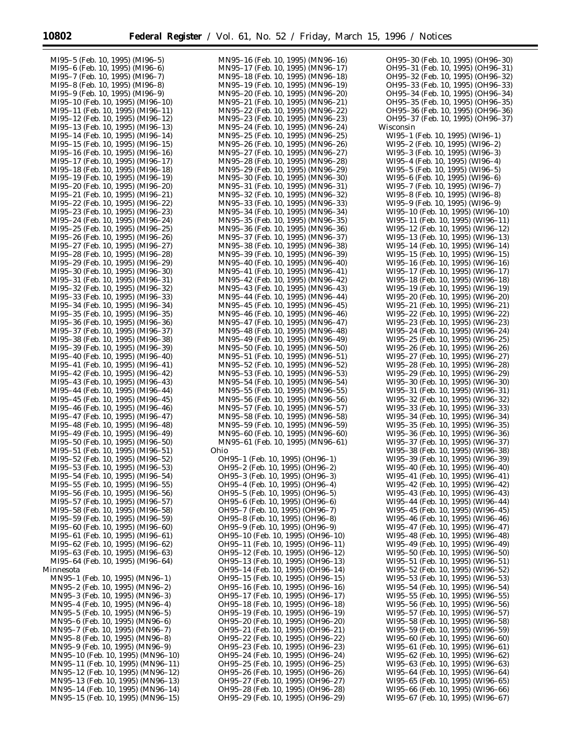MI95–5 (Feb. 10, 1995) (MI96–5)
MI95–6 (Feb. 10, 1995) (MI96–6)
MI95–7 (Feb. 10, 1995) (MI96–7)
MI95–8 (Feb. 10, 1995) (MI96–8)
MI95–9 (Feb. 10, 1995) (MI96–9)
MI95–10 (Feb. 10, 1995) (MI96–10)
MI95–11 (Feb. 10, 1995) (MI96–11)
MI95–12 (Feb. 10, 1995) (MI96–12)
MI95–13 (Feb. 10, 1995) (MI96–13)
MI95–14 (Feb. 10, 1995) (MI96–14)
MI95–15 (Feb. 10, 1995) (MI96–15)
MI95–16 (Feb. 10, 1995) (MI96–16)
MI95–17 (Feb. 10, 1995) (MI96–17)
MI95–18 (Feb. 10, 1995) (MI96–18)
MI95–19 (Feb. 10, 1995) (MI96–19)
MI95–20 (Feb. 10, 1995) (MI96–20)
MI95–21 (Feb. 10, 1995) (MI96–21)
MI95–22 (Feb. 10, 1995) (MI96–22)
MI95–23 (Feb. 10, 1995) (MI96–23)
MI95–24 (Feb. 10, 1995) (MI96–24)
MI95–25 (Feb. 10, 1995) (MI96–25)
MI95–26 (Feb. 10, 1995) (MI96–26)
MI95–27 (Feb. 10, 1995) (MI96–27)
MI95–28 (Feb. 10, 1995) (MI96–28)
MI95–29 (Feb. 10, 1995) (MI96–29)
MI95–30 (Feb. 10, 1995) (MI96–30)
MI95–31 (Feb. 10, 1995) (MI96–31)
MI95–32 (Feb. 10, 1995) (MI96–32)
MI95–33 (Feb. 10, 1995) (MI96–33)
MI95–34 (Feb. 10, 1995) (MI96–34)
MI95–35 (Feb. 10, 1995) (MI96–35)
MI95–36 (Feb. 10, 1995) (MI96–36)
MI95–37 (Feb. 10, 1995) (MI96–37)
MI95–38 (Feb. 10, 1995) (MI96–38)
MI95–39 (Feb. 10, 1995) (MI96–39)
MI95–40 (Feb. 10, 1995) (MI96–40)
MI95–41 (Feb. 10, 1995) (MI96–41)
MI95–42 (Feb. 10, 1995) (MI96–42)
MI95–43 (Feb. 10, 1995) (MI96–43)
MI95–44 (Feb. 10, 1995) (MI96–44)
MI95–45 (Feb. 10, 1995) (MI96–45)
MI95–46 (Feb. 10, 1995) (MI96–46)
MI95–47 (Feb. 10, 1995) (MI96–47)
MI95–48 (Feb. 10, 1995) (MI96–48)
MI95–49 (Feb. 10, 1995) (MI96–49)
MI95–50 (Feb. 10, 1995) (MI96–50)
MI95–51 (Feb. 10, 1995) (MI96–51)
MI95–52 (Feb. 10, 1995) (MI96–52)
MI95–53 (Feb. 10, 1995) (MI96–53)
MI95–54 (Feb. 10, 1995) (MI96–54)
MI95–55 (Feb. 10, 1995) (MI96–55)
MI95–56 (Feb. 10, 1995) (MI96–56)
MI95–57 (Feb. 10, 1995) (MI96–57)
MI95–58 (Feb. 10, 1995) (MI96–58)
MI95–59 (Feb. 10, 1995) (MI96–59)
MI95–60 (Feb. 10, 1995) (MI96–60)
MI95–61 (Feb. 10, 1995) (MI96–61)
MI95–62 (Feb. 10, 1995) (MI96–62)
MI95–63 (Feb. 10, 1995) (MI96–63)
MI95–64 (Feb. 10, 1995) (MI96–64)

Minnesota

MN95–1 (Feb. 10, 1995) (MN96–1)
MN95–2 (Feb. 10, 1995) (MN96–2)
MN95–3 (Feb. 10, 1995) (MN96–3)
MN95–4 (Feb. 10, 1995) (MN96–4)
MN95–5 (Feb. 10, 1995) (MN96–5)
MN95–6 (Feb. 10, 1995) (MN96–6)
MN95–7 (Feb. 10, 1995) (MN96–7)
MN95–8 (Feb. 10, 1995) (MN96–8)
MN95–9 (Feb. 10, 1995) (MN96–9)
MN95–10 (Feb. 10, 1995) (MN96–10)
MN95–11 (Feb. 10, 1995) (MN96–11)
MN95–12 (Feb. 10, 1995) (MN96–12)
MN95–13 (Feb. 10, 1995) (MN96–13)
MN95–14 (Feb. 10, 1995) (MN96–14)
MN95–15 (Feb. 10, 1995) (MN96–15)
MN95–16 (Feb. 10, 1995) (MN96–16)
MN95–17 (Feb. 10, 1995) (MN96–17)
MN95–18 (Feb. 10, 1995) (MN96–18)
MN95–19 (Feb. 10, 1995) (MN96–19)
MN95–20 (Feb. 10, 1995) (MN96–20)
MN95–21 (Feb. 10, 1995) (MN96–21)
MN95–22 (Feb. 10, 1995) (MN96–22)
MN95–23 (Feb. 10, 1995) (MN96–23)
MN95–24 (Feb. 10, 1995) (MN96–24)
MN95–25 (Feb. 10, 1995) (MN96–25)
MN95–26 (Feb. 10, 1995) (MN96–26)
MN95–27 (Feb. 10, 1995) (MN96–27)
MN95–28 (Feb. 10, 1995) (MN96–28)
MN95–29 (Feb. 10, 1995) (MN96–29)
MN95–30 (Feb. 10, 1995) (MN96–30)
MN95–31 (Feb. 10, 1995) (MN96–31)
MN95–32 (Feb. 10, 1995) (MN96–32)
MN95–33 (Feb. 10, 1995) (MN96–33)
MN95–34 (Feb. 10, 1995) (MN96–34)
MN95–35 (Feb. 10, 1995) (MN96–35)
MN95–36 (Feb. 10, 1995) (MN96–36)
MN95–37 (Feb. 10, 1995) (MN96–37)
MN95–38 (Feb. 10, 1995) (MN96–38)
MN95–39 (Feb. 10, 1995) (MN96–39)
MN95–40 (Feb. 10, 1995) (MN96–40)
MN95–41 (Feb. 10, 1995) (MN96–41)
MN95–42 (Feb. 10, 1995) (MN96–42)
MN95–43 (Feb. 10, 1995) (MN96–43)
MN95–44 (Feb. 10, 1995) (MN96–44)
MN95–45 (Feb. 10, 1995) (MN96–45)
MN95–46 (Feb. 10, 1995) (MN96–46)
MN95–47 (Feb. 10, 1995) (MN96–47)
MN95–48 (Feb. 10, 1995) (MN96–48)
MN95–49 (Feb. 10, 1995) (MN96–49)
MN95–50 (Feb. 10, 1995) (MN96–50)
MN95–51 (Feb. 10, 1995) (MN96–51)
MN95–52 (Feb. 10, 1995) (MN96–52)
MN95–53 (Feb. 10, 1995) (MN96–53)
MN95–54 (Feb. 10, 1995) (MN96–54)
MN95–55 (Feb. 10, 1995) (MN96–55)
MN95–56 (Feb. 10, 1995) (MN96–56)
MN95–57 (Feb. 10, 1995) (MN96–57)
MN95–58 (Feb. 10, 1995) (MN96–58)
MN95–59 (Feb. 10, 1995) (MN96–59)
MN95–60 (Feb. 10, 1995) (MN96–60)
MN95–61 (Feb. 10, 1995) (MN96–61)

Ohio

OH95–1 (Feb. 10, 1995) (OH96–1)
OH95–2 (Feb. 10, 1995) (OH96–2)
OH95–3 (Feb. 10, 1995) (OH96–3)
OH95–4 (Feb. 10, 1995) (OH96–4)
OH95–5 (Feb. 10, 1995) (OH96–5)
OH95–6 (Feb. 10, 1995) (OH96–6)
OH95–7 (Feb. 10, 1995) (OH96–7)
OH95–8 (Feb. 10, 1995) (OH96–8)
OH95–9 (Feb. 10, 1995) (OH96–9)
OH95–10 (Feb. 10, 1995) (OH96–10)
OH95–11 (Feb. 10, 1995) (OH96–11)
OH95–12 (Feb. 10, 1995) (OH96–12)
OH95–13 (Feb. 10, 1995) (OH96–13)
OH95–14 (Feb. 10, 1995) (OH96–14)
OH95–15 (Feb. 10, 1995) (OH96–15)
OH95–16 (Feb. 10, 1995) (OH96–16)
OH95–17 (Feb. 10, 1995) (OH96–17)
OH95–18 (Feb. 10, 1995) (OH96–18)
OH95–19 (Feb. 10, 1995) (OH96–19)
OH95–20 (Feb. 10, 1995) (OH96–20)
OH95–21 (Feb. 10, 1995) (OH96–21)
OH95–22 (Feb. 10, 1995) (OH96–22)
OH95–23 (Feb. 10, 1995) (OH96–23)
OH95–24 (Feb. 10, 1995) (OH96–24)
OH95–25 (Feb. 10, 1995) (OH96–25)
OH95–26 (Feb. 10, 1995) (OH96–26)
OH95–27 (Feb. 10, 1995) (OH96–27)
OH95–28 (Feb. 10, 1995) (OH96–28)
OH95–29 (Feb. 10, 1995) (OH96–29)
OH95–30 (Feb. 10, 1995) (OH96–30)
OH95–31 (Feb. 10, 1995) (OH96–31)
OH95–32 (Feb. 10, 1995) (OH96–32)
OH95–33 (Feb. 10, 1995) (OH96–33)
OH95–34 (Feb. 10, 1995) (OH96–34)
OH95–35 (Feb. 10, 1995) (OH96–35)
OH95–36 (Feb. 10, 1995) (OH96–36)
OH95–37 (Feb. 10, 1995) (OH96–37)

Wisconsin

WI95–1 (Feb. 10, 1995) (WI96–1)
WI95–2 (Feb. 10, 1995) (WI96–2)
WI95–3 (Feb. 10, 1995) (WI96–3)
WI95–4 (Feb. 10, 1995) (WI96–4)
WI95–5 (Feb. 10, 1995) (WI96–5)
WI95–6 (Feb. 10, 1995) (WI96–6)
WI95–7 (Feb. 10, 1995) (WI96–7)
WI95–8 (Feb. 10, 1995) (WI96–8)
WI95–9 (Feb. 10, 1995) (WI96–9)
WI95–10 (Feb. 10, 1995) (WI96–10)
WI95–11 (Feb. 10, 1995) (WI96–11)
WI95–12 (Feb. 10, 1995) (WI96–12)
WI95–13 (Feb. 10, 1995) (WI96–13)
WI95–14 (Feb. 10, 1995) (WI96–14)
WI95–15 (Feb. 10, 1995) (WI96–15)
WI95–16 (Feb. 10, 1995) (WI96–16)
WI95–17 (Feb. 10, 1995) (WI96–17)
WI95–18 (Feb. 10, 1995) (WI96–18)
WI95–19 (Feb. 10, 1995) (WI96–19)
WI95–20 (Feb. 10, 1995) (WI96–20)
WI95–21 (Feb. 10, 1995) (WI96–21)
WI95–22 (Feb. 10, 1995) (WI96–22)
WI95–23 (Feb. 10, 1995) (WI96–23)
WI95–24 (Feb. 10, 1995) (WI96–24)
WI95–25 (Feb. 10, 1995) (WI96–25)
WI95–26 (Feb. 10, 1995) (WI96–26)
WI95–27 (Feb. 10, 1995) (WI96–27)
WI95–28 (Feb. 10, 1995) (WI96–28)
WI95–29 (Feb. 10, 1995) (WI96–29)
WI95–30 (Feb. 10, 1995) (WI96–30)
WI95–31 (Feb. 10, 1995) (WI96–31)
WI95–32 (Feb. 10, 1995) (WI96–32)
WI95–33 (Feb. 10, 1995) (WI96–33)
WI95–34 (Feb. 10, 1995) (WI96–34)
WI95–35 (Feb. 10, 1995) (WI96–35)
WI95–36 (Feb. 10, 1995) (WI96–36)
WI95–37 (Feb. 10, 1995) (WI96–37)
WI95–38 (Feb. 10, 1995) (WI96–38)
WI95–39 (Feb. 10, 1995) (WI96–39)
WI95–40 (Feb. 10, 1995) (WI96–40)
WI95–41 (Feb. 10, 1995) (WI96–41)
WI95–42 (Feb. 10, 1995) (WI96–42)
WI95–43 (Feb. 10, 1995) (WI96–43)
WI95–44 (Feb. 10, 1995) (WI96–44)
WI95–45 (Feb. 10, 1995) (WI96–45)
WI95–46 (Feb. 10, 1995) (WI96–46)
WI95–47 (Feb. 10, 1995) (WI96–47)
WI95–48 (Feb. 10, 1995) (WI96–48)
WI95–49 (Feb. 10, 1995) (WI96–49)
WI95–50 (Feb. 10, 1995) (WI96–50)
WI95–51 (Feb. 10, 1995) (WI96–51)
WI95–52 (Feb. 10, 1995) (WI96–52)
WI95–53 (Feb. 10, 1995) (WI96–53)
WI95–54 (Feb. 10, 1995) (WI96–54)
WI95–55 (Feb. 10, 1995) (WI96–55)
WI95–56 (Feb. 10, 1995) (WI96–56)
WI95–57 (Feb. 10, 1995) (WI96–57)
WI95–58 (Feb. 10, 1995) (WI96–58)
WI95–59 (Feb. 10, 1995) (WI96–59)
WI95–60 (Feb. 10, 1995) (WI96–60)
WI95–61 (Feb. 10, 1995) (WI96–61)
WI95–62 (Feb. 10, 1995) (WI96–62)
WI95–63 (Feb. 10, 1995) (WI96–63)
WI95–64 (Feb. 10, 1995) (WI96–64)
WI95–65 (Feb. 10, 1995) (WI96–65)
WI95–66 (Feb. 10, 1995) (WI96–66)
WI95–67 (Feb. 10, 1995) (WI96–67)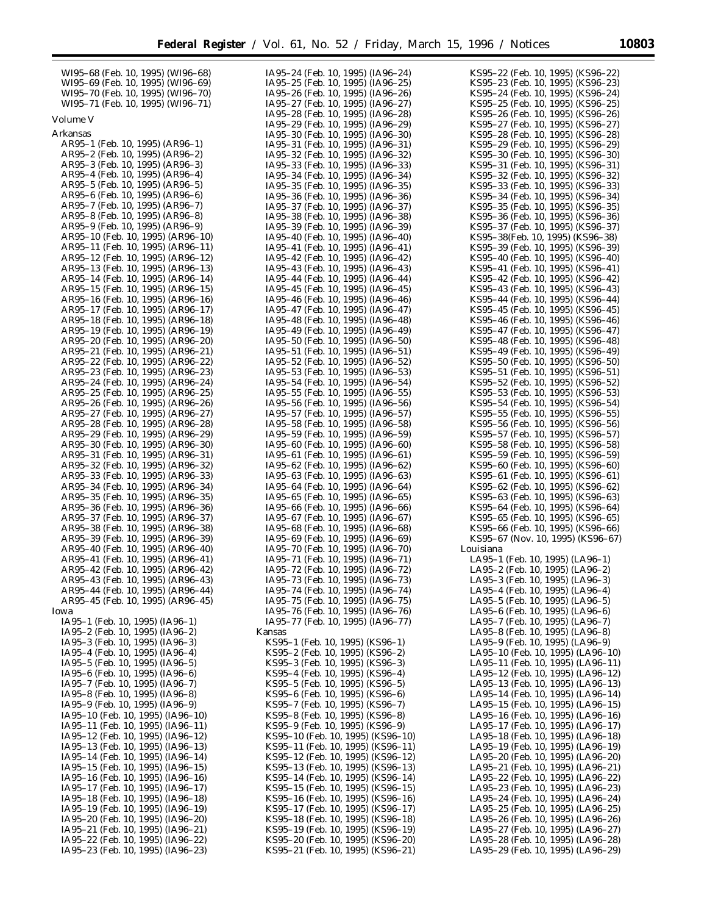WI95–68 (Feb. 10, 1995) (WI96–68)
WI95–69 (Feb. 10, 1995) (WI96–69)
WI95–70 (Feb. 10, 1995) (WI96–70)
WI95–71 (Feb. 10, 1995) (WI96–71)

Volume V

Arkansas

AR95–1 (Feb. 10, 1995) (AR96–1)
AR95–2 (Feb. 10, 1995) (AR96–2)
AR95–3 (Feb. 10, 1995) (AR96–3)
AR95–4 (Feb. 10, 1995) (AR96–4)
AR95–5 (Feb. 10, 1995) (AR96–5)
AR95–6 (Feb. 10, 1995) (AR96–6)
AR95–7 (Feb. 10, 1995) (AR96–7)
AR95–8 (Feb. 10, 1995) (AR96–8)
AR95–9 (Feb. 10, 1995) (AR96–9)
AR95–10 (Feb. 10, 1995) (AR96–10)
AR95–11 (Feb. 10, 1995) (AR96–11)
AR95–12 (Feb. 10, 1995) (AR96–12)
AR95–13 (Feb. 10, 1995) (AR96–13)
AR95–14 (Feb. 10, 1995) (AR96–14)
AR95–15 (Feb. 10, 1995) (AR96–15)
AR95–16 (Feb. 10, 1995) (AR96–16)
AR95–17 (Feb. 10, 1995) (AR96–17)
AR95–18 (Feb. 10, 1995) (AR96–18)
AR95–19 (Feb. 10, 1995) (AR96–19)
AR95–20 (Feb. 10, 1995) (AR96–20)
AR95–21 (Feb. 10, 1995) (AR96–21)
AR95–22 (Feb. 10, 1995) (AR96–22)
AR95–23 (Feb. 10, 1995) (AR96–23)
AR95–24 (Feb. 10, 1995) (AR96–24)
AR95–25 (Feb. 10, 1995) (AR96–25)
AR95–26 (Feb. 10, 1995) (AR96–26)
AR95–27 (Feb. 10, 1995) (AR96–27)
AR95–28 (Feb. 10, 1995) (AR96–28)
AR95–29 (Feb. 10, 1995) (AR96–29)
AR95–30 (Feb. 10, 1995) (AR96–30)
AR95–31 (Feb. 10, 1995) (AR96–31)
AR95–32 (Feb. 10, 1995) (AR96–32)
AR95–33 (Feb. 10, 1995) (AR96–33)
AR95–34 (Feb. 10, 1995) (AR96–34)
AR95–35 (Feb. 10, 1995) (AR96–35)
AR95–36 (Feb. 10, 1995) (AR96–36)
AR95–37 (Feb. 10, 1995) (AR96–37)
AR95–38 (Feb. 10, 1995) (AR96–38)
AR95–39 (Feb. 10, 1995) (AR96–39)
AR95–40 (Feb. 10, 1995) (AR96–40)
AR95–41 (Feb. 10, 1995) (AR96–41)
AR95–42 (Feb. 10, 1995) (AR96–42)
AR95–43 (Feb. 10, 1995) (AR96–43)
AR95–44 (Feb. 10, 1995) (AR96–44)
AR95–45 (Feb. 10, 1995) (AR96–45)

Iowa

IA95–1 (Feb. 10, 1995) (IA96–1)
IA95–2 (Feb. 10, 1995) (IA96–2)
IA95–3 (Feb. 10, 1995) (IA96–3)
IA95–4 (Feb. 10, 1995) (IA96–4)
IA95–5 (Feb. 10, 1995) (IA96–5)
IA95–6 (Feb. 10, 1995) (IA96–6)
IA95–7 (Feb. 10, 1995) (IA96–7)
IA95–8 (Feb. 10, 1995) (IA96–8)
IA95–9 (Feb. 10, 1995) (IA96–9)
IA95–10 (Feb. 10, 1995) (IA96–10)
IA95–11 (Feb. 10, 1995) (IA96–11)
IA95–12 (Feb. 10, 1995) (IA96–12)
IA95–13 (Feb. 10, 1995) (IA96–13)
IA95–14 (Feb. 10, 1995) (IA96–14)
IA95–15 (Feb. 10, 1995) (IA96–15)
IA95–16 (Feb. 10, 1995) (IA96–16)
IA95–17 (Feb. 10, 1995) (IA96–17)
IA95–18 (Feb. 10, 1995) (IA96–18)
IA95–19 (Feb. 10, 1995) (IA96–19)
IA95–20 (Feb. 10, 1995) (IA96–20)
IA95–21 (Feb. 10, 1995) (IA96–21)
IA95–22 (Feb. 10, 1995) (IA96–22)
IA95–23 (Feb. 10, 1995) (IA96–23)
IA95–24 (Feb. 10, 1995) (IA96–24)
IA95–25 (Feb. 10, 1995) (IA96–25)
IA95–26 (Feb. 10, 1995) (IA96–26)
IA95–27 (Feb. 10, 1995) (IA96–27)
IA95–28 (Feb. 10, 1995) (IA96–28)
IA95–29 (Feb. 10, 1995) (IA96–29)
IA95–30 (Feb. 10, 1995) (IA96–30)
IA95–31 (Feb. 10, 1995) (IA96–31)
IA95–32 (Feb. 10, 1995) (IA96–32)
IA95–33 (Feb. 10, 1995) (IA96–33)
IA95–34 (Feb. 10, 1995) (IA96–34)
IA95–35 (Feb. 10, 1995) (IA96–35)
IA95–36 (Feb. 10, 1995) (IA96–36)
IA95–37 (Feb. 10, 1995) (IA96–37)
IA95–38 (Feb. 10, 1995) (IA96–38)
IA95–39 (Feb. 10, 1995) (IA96–39)
IA95–40 (Feb. 10, 1995) (IA96–40)
IA95–41 (Feb. 10, 1995) (IA96–41)
IA95–42 (Feb. 10, 1995) (IA96–42)
IA95–43 (Feb. 10, 1995) (IA96–43)
IA95–44 (Feb. 10, 1995) (IA96–44)
IA95–45 (Feb. 10, 1995) (IA96–45)
IA95–46 (Feb. 10, 1995) (IA96–46)
IA95–47 (Feb. 10, 1995) (IA96–47)
IA95–48 (Feb. 10, 1995) (IA96–48)
IA95–49 (Feb. 10, 1995) (IA96–49)
IA95–50 (Feb. 10, 1995) (IA96–50)
IA95–51 (Feb. 10, 1995) (IA96–51)
IA95–52 (Feb. 10, 1995) (IA96–52)
IA95–53 (Feb. 10, 1995) (IA96–53)
IA95–54 (Feb. 10, 1995) (IA96–54)
IA95–55 (Feb. 10, 1995) (IA96–55)
IA95–56 (Feb. 10, 1995) (IA96–56)
IA95–57 (Feb. 10, 1995) (IA96–57)
IA95–58 (Feb. 10, 1995) (IA96–58)
IA95–59 (Feb. 10, 1995) (IA96–59)
IA95–60 (Feb. 10, 1995) (IA96–60)
IA95–61 (Feb. 10, 1995) (IA96–61)
IA95–62 (Feb. 10, 1995) (IA96–62)
IA95–63 (Feb. 10, 1995) (IA96–63)
IA95–64 (Feb. 10, 1995) (IA96–64)
IA95–65 (Feb. 10, 1995) (IA96–65)
IA95–66 (Feb. 10, 1995) (IA96–66)
IA95–67 (Feb. 10, 1995) (IA96–67)
IA95–68 (Feb. 10, 1995) (IA96–68)
IA95–69 (Feb. 10, 1995) (IA96–69)
IA95–70 (Feb. 10, 1995) (IA96–70)
IA95–71 (Feb. 10, 1995) (IA96–71)
IA95–72 (Feb. 10, 1995) (IA96–72)
IA95–73 (Feb. 10, 1995) (IA96–73)
IA95–74 (Feb. 10, 1995) (IA96–74)
IA95–75 (Feb. 10, 1995) (IA96–75)
IA95–76 (Feb. 10, 1995) (IA96–76)
IA95–77 (Feb. 10, 1995) (IA96–77)

Kansas

KS95–1 (Feb. 10, 1995) (KS96–1)
KS95–2 (Feb. 10, 1995) (KS96–2)
KS95–3 (Feb. 10, 1995) (KS96–3)
KS95–4 (Feb. 10, 1995) (KS96–4)
KS95–5 (Feb. 10, 1995) (KS96–5)
KS95–6 (Feb. 10, 1995) (KS96–6)
KS95–7 (Feb. 10, 1995) (KS96–7)
KS95–8 (Feb. 10, 1995) (KS96–8)
KS95–9 (Feb. 10, 1995) (KS96–9)
KS95–10 (Feb. 10, 1995) (KS96–10)
KS95–11 (Feb. 10, 1995) (KS96–11)
KS95–12 (Feb. 10, 1995) (KS96–12)
KS95–13 (Feb. 10, 1995) (KS96–13)
KS95–14 (Feb. 10, 1995) (KS96–14)
KS95–15 (Feb. 10, 1995) (KS96–15)
KS95–16 (Feb. 10, 1995) (KS96–16)
KS95–17 (Feb. 10, 1995) (KS96–17)
KS95–18 (Feb. 10, 1995) (KS96–18)
KS95–19 (Feb. 10, 1995) (KS96–19)
KS95–20 (Feb. 10, 1995) (KS96–20)
KS95–21 (Feb. 10, 1995) (KS96–21)
KS95–22 (Feb. 10, 1995) (KS96–22)
KS95–23 (Feb. 10, 1995) (KS96–23)
KS95–24 (Feb. 10, 1995) (KS96–24)
KS95–25 (Feb. 10, 1995) (KS96–25)
KS95–26 (Feb. 10, 1995) (KS96–26)
KS95–27 (Feb. 10, 1995) (KS96–27)
KS95–28 (Feb. 10, 1995) (KS96–28)
KS95–29 (Feb. 10, 1995) (KS96–29)
KS95–30 (Feb. 10, 1995) (KS96–30)
KS95–31 (Feb. 10, 1995) (KS96–31)
KS95–32 (Feb. 10, 1995) (KS96–32)
KS95–33 (Feb. 10, 1995) (KS96–33)
KS95–34 (Feb. 10, 1995) (KS96–34)
KS95–35 (Feb. 10, 1995) (KS96–35)
KS95–36 (Feb. 10, 1995) (KS96–36)
KS95–37 (Feb. 10, 1995) (KS96–37)
KS95–38(Feb. 10, 1995) (KS96–38)
KS95–39 (Feb. 10, 1995) (KS96–39)
KS95–40 (Feb. 10, 1995) (KS96–40)
KS95–41 (Feb. 10, 1995) (KS96–41)
KS95–42 (Feb. 10, 1995) (KS96–42)
KS95–43 (Feb. 10, 1995) (KS96–43)
KS95–44 (Feb. 10, 1995) (KS96–44)
KS95–45 (Feb. 10, 1995) (KS96–45)
KS95–46 (Feb. 10, 1995) (KS96–46)
KS95–47 (Feb. 10, 1995) (KS96–47)
KS95–48 (Feb. 10, 1995) (KS96–48)
KS95–49 (Feb. 10, 1995) (KS96–49)
KS95–50 (Feb. 10, 1995) (KS96–50)
KS95–51 (Feb. 10, 1995) (KS96–51)
KS95–52 (Feb. 10, 1995) (KS96–52)
KS95–53 (Feb. 10, 1995) (KS96–53)
KS95–54 (Feb. 10, 1995) (KS96–54)
KS95–55 (Feb. 10, 1995) (KS96–55)
KS95–56 (Feb. 10, 1995) (KS96–56)
KS95–57 (Feb. 10, 1995) (KS96–57)
KS95–58 (Feb. 10, 1995) (KS96–58)
KS95–59 (Feb. 10, 1995) (KS96–59)
KS95–60 (Feb. 10, 1995) (KS96–60)
KS95–61 (Feb. 10, 1995) (KS96–61)
KS95–62 (Feb. 10, 1995) (KS96–62)
KS95–63 (Feb. 10, 1995) (KS96–63)
KS95–64 (Feb. 10, 1995) (KS96–64)
KS95–65 (Feb. 10, 1995) (KS96–65)
KS95–66 (Feb. 10, 1995) (KS96–66)
KS95–67 (Nov. 10, 1995) (KS96–67)

Louisiana

LA95–1 (Feb. 10, 1995) (LA96–1)
LA95–2 (Feb. 10, 1995) (LA96–2)
LA95–3 (Feb. 10, 1995) (LA96–3)
LA95–4 (Feb. 10, 1995) (LA96–4)
LA95–5 (Feb. 10, 1995) (LA96–5)
LA95–6 (Feb. 10, 1995) (LA96–6)
LA95–7 (Feb. 10, 1995) (LA96–7)
LA95–8 (Feb. 10, 1995) (LA96–8)
LA95–9 (Feb. 10, 1995) (LA96–9)
LA95–10 (Feb. 10, 1995) (LA96–10)
LA95–11 (Feb. 10, 1995) (LA96–11)
LA95–12 (Feb. 10, 1995) (LA96–12)
LA95–13 (Feb. 10, 1995) (LA96–13)
LA95–14 (Feb. 10, 1995) (LA96–14)
LA95–15 (Feb. 10, 1995) (LA96–15)
LA95–16 (Feb. 10, 1995) (LA96–16)
LA95–17 (Feb. 10, 1995) (LA96–17)
LA95–18 (Feb. 10, 1995) (LA96–18)
LA95–19 (Feb. 10, 1995) (LA96–19)
LA95–20 (Feb. 10, 1995) (LA96–20)
LA95–21 (Feb. 10, 1995) (LA96–21)
LA95–22 (Feb. 10, 1995) (LA96–22)
LA95–23 (Feb. 10, 1995) (LA96–23)
LA95–24 (Feb. 10, 1995) (LA96–24)
LA95–25 (Feb. 10, 1995) (LA96–25)
LA95–26 (Feb. 10, 1995) (LA96–26)
LA95–27 (Feb. 10, 1995) (LA96–27)
LA95–28 (Feb. 10, 1995) (LA96–28)
LA95–29 (Feb. 10, 1995) (LA96–29)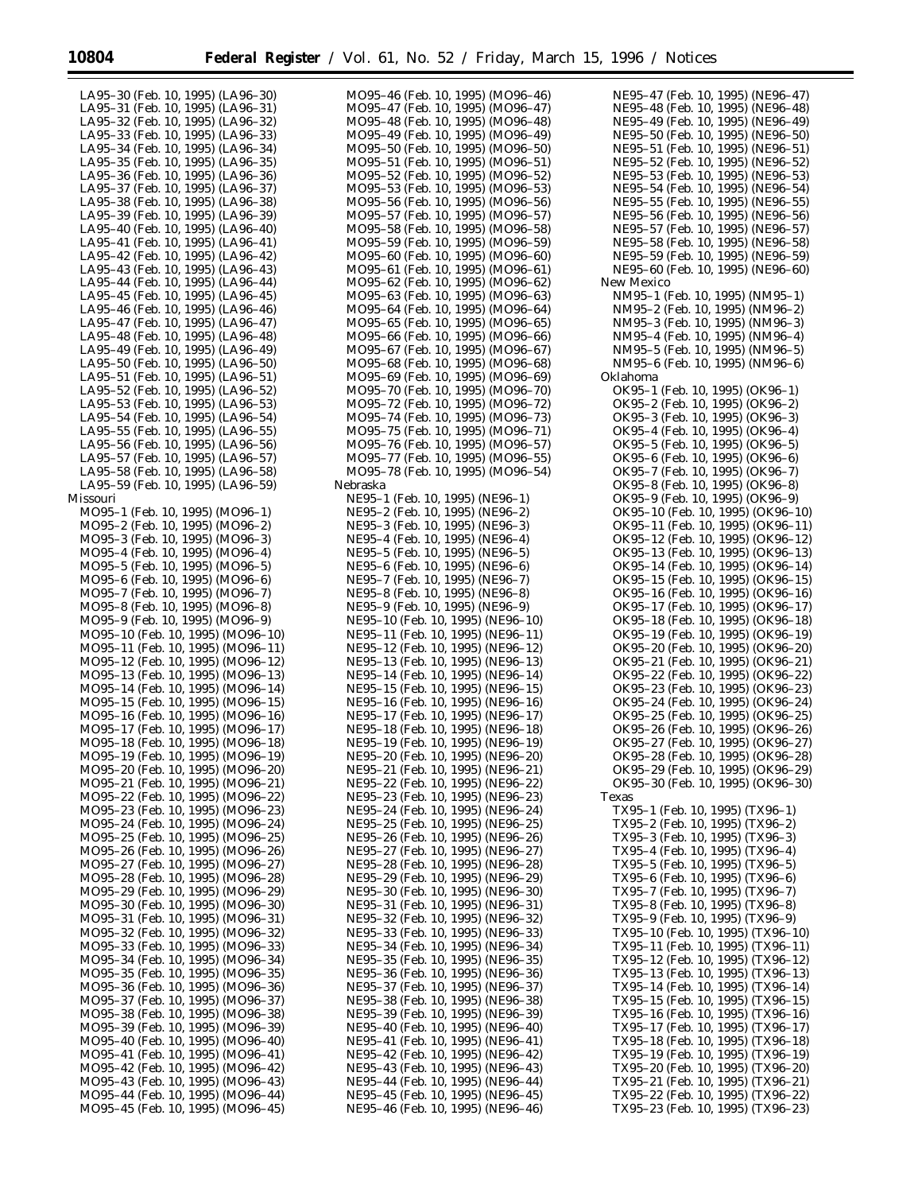LA95–30 (Feb. 10, 1995) (LA96–30)
LA95–31 (Feb. 10, 1995) (LA96–31)
LA95–32 (Feb. 10, 1995) (LA96–32)
LA95–33 (Feb. 10, 1995) (LA96–33)
LA95–34 (Feb. 10, 1995) (LA96–34)
LA95–35 (Feb. 10, 1995) (LA96–35)
LA95–36 (Feb. 10, 1995) (LA96–36)
LA95–37 (Feb. 10, 1995) (LA96–37)
LA95–38 (Feb. 10, 1995) (LA96–38)
LA95–39 (Feb. 10, 1995) (LA96–39)
LA95–40 (Feb. 10, 1995) (LA96–40)
LA95–41 (Feb. 10, 1995) (LA96–41)
LA95–42 (Feb. 10, 1995) (LA96–42)
LA95–43 (Feb. 10, 1995) (LA96–43)
LA95–44 (Feb. 10, 1995) (LA96–44)
LA95–45 (Feb. 10, 1995) (LA96–45)
LA95–46 (Feb. 10, 1995) (LA96–46)
LA95–47 (Feb. 10, 1995) (LA96–47)
LA95–48 (Feb. 10, 1995) (LA96–48)
LA95–49 (Feb. 10, 1995) (LA96–49)
LA95–50 (Feb. 10, 1995) (LA96–50)
LA95–51 (Feb. 10, 1995) (LA96–51)
LA95–52 (Feb. 10, 1995) (LA96–52)
LA95–53 (Feb. 10, 1995) (LA96–53)
LA95–54 (Feb. 10, 1995) (LA96–54)
LA95–55 (Feb. 10, 1995) (LA96–55)
LA95–56 (Feb. 10, 1995) (LA96–56)
LA95–57 (Feb. 10, 1995) (LA96–57)
LA95–58 (Feb. 10, 1995) (LA96–58)
LA95–59 (Feb. 10, 1995) (LA96–59)

Missouri

MO95–1 (Feb. 10, 1995) (MO96–1)
MO95–2 (Feb. 10, 1995) (MO96–2)
MO95–3 (Feb. 10, 1995) (MO96–3)
MO95–4 (Feb. 10, 1995) (MO96–4)
MO95–5 (Feb. 10, 1995) (MO96–5)
MO95–6 (Feb. 10, 1995) (MO96–6)
MO95–7 (Feb. 10, 1995) (MO96–7)
MO95–8 (Feb. 10, 1995) (MO96–8)
MO95–9 (Feb. 10, 1995) (MO96–9)
MO95–10 (Feb. 10, 1995) (MO96–10)
MO95–11 (Feb. 10, 1995) (MO96–11)
MO95–12 (Feb. 10, 1995) (MO96–12)
MO95–13 (Feb. 10, 1995) (MO96–13)
MO95–14 (Feb. 10, 1995) (MO96–14)
MO95–15 (Feb. 10, 1995) (MO96–15)
MO95–16 (Feb. 10, 1995) (MO96–16)
MO95–17 (Feb. 10, 1995) (MO96–17)
MO95–18 (Feb. 10, 1995) (MO96–18)
MO95–19 (Feb. 10, 1995) (MO96–19)
MO95–20 (Feb. 10, 1995) (MO96–20)
MO95–21 (Feb. 10, 1995) (MO96–21)
MO95–22 (Feb. 10, 1995) (MO96–22)
MO95–23 (Feb. 10, 1995) (MO96–23)
MO95–24 (Feb. 10, 1995) (MO96–24)
MO95–25 (Feb. 10, 1995) (MO96–25)
MO95–26 (Feb. 10, 1995) (MO96–26)
MO95–27 (Feb. 10, 1995) (MO96–27)
MO95–28 (Feb. 10, 1995) (MO96–28)
MO95–29 (Feb. 10, 1995) (MO96–29)
MO95–30 (Feb. 10, 1995) (MO96–30)
MO95–31 (Feb. 10, 1995) (MO96–31)
MO95–32 (Feb. 10, 1995) (MO96–32)
MO95–33 (Feb. 10, 1995) (MO96–33)
MO95–34 (Feb. 10, 1995) (MO96–34)
MO95–35 (Feb. 10, 1995) (MO96–35)
MO95–36 (Feb. 10, 1995) (MO96–36)
MO95–37 (Feb. 10, 1995) (MO96–37)
MO95–38 (Feb. 10, 1995) (MO96–38)
MO95–39 (Feb. 10, 1995) (MO96–39)
MO95–40 (Feb. 10, 1995) (MO96–40)
MO95–41 (Feb. 10, 1995) (MO96–41)
MO95–42 (Feb. 10, 1995) (MO96–42)
MO95–43 (Feb. 10, 1995) (MO96–43)
MO95–44 (Feb. 10, 1995) (MO96–44)
MO95–45 (Feb. 10, 1995) (MO96–45)
MO95–46 (Feb. 10, 1995) (MO96–46)
MO95–47 (Feb. 10, 1995) (MO96–47)
MO95–48 (Feb. 10, 1995) (MO96–48)
MO95–49 (Feb. 10, 1995) (MO96–49)
MO95–50 (Feb. 10, 1995) (MO96–50)
MO95–51 (Feb. 10, 1995) (MO96–51)
MO95–52 (Feb. 10, 1995) (MO96–52)
MO95–53 (Feb. 10, 1995) (MO96–53)
MO95–56 (Feb. 10, 1995) (MO96–56)
MO95–57 (Feb. 10, 1995) (MO96–57)
MO95–58 (Feb. 10, 1995) (MO96–58)
MO95–59 (Feb. 10, 1995) (MO96–59)
MO95–60 (Feb. 10, 1995) (MO96–60)
MO95–61 (Feb. 10, 1995) (MO96–61)
MO95–62 (Feb. 10, 1995) (MO96–62)
MO95–63 (Feb. 10, 1995) (MO96–63)
MO95–64 (Feb. 10, 1995) (MO96–64)
MO95–65 (Feb. 10, 1995) (MO96–65)
MO95–66 (Feb. 10, 1995) (MO96–66)
MO95–67 (Feb. 10, 1995) (MO96–67)
MO95–68 (Feb. 10, 1995) (MO96–68)
MO95–69 (Feb. 10, 1995) (MO96–69)
MO95–70 (Feb. 10, 1995) (MO96–70)
MO95–72 (Feb. 10, 1995) (MO96–72)
MO95–74 (Feb. 10, 1995) (MO96–73)
MO95–75 (Feb. 10, 1995) (MO96–71)
MO95–76 (Feb. 10, 1995) (MO96–57)
MO95–77 (Feb. 10, 1995) (MO96–55)
MO95–78 (Feb. 10, 1995) (MO96–54)

Nebraska

NE95–1 (Feb. 10, 1995) (NE96–1)
NE95–2 (Feb. 10, 1995) (NE96–2)
NE95–3 (Feb. 10, 1995) (NE96–3)
NE95–4 (Feb. 10, 1995) (NE96–4)
NE95–5 (Feb. 10, 1995) (NE96–5)
NE95–6 (Feb. 10, 1995) (NE96–6)
NE95–7 (Feb. 10, 1995) (NE96–7)
NE95–8 (Feb. 10, 1995) (NE96–8)
NE95–9 (Feb. 10, 1995) (NE96–9)
NE95–10 (Feb. 10, 1995) (NE96–10)
NE95–11 (Feb. 10, 1995) (NE96–11)
NE95–12 (Feb. 10, 1995) (NE96–12)
NE95–13 (Feb. 10, 1995) (NE96–13)
NE95–14 (Feb. 10, 1995) (NE96–14)
NE95–15 (Feb. 10, 1995) (NE96–15)
NE95–16 (Feb. 10, 1995) (NE96–16)
NE95–17 (Feb. 10, 1995) (NE96–17)
NE95–18 (Feb. 10, 1995) (NE96–18)
NE95–19 (Feb. 10, 1995) (NE96–19)
NE95–20 (Feb. 10, 1995) (NE96–20)
NE95–21 (Feb. 10, 1995) (NE96–21)
NE95–22 (Feb. 10, 1995) (NE96–22)
NE95–23 (Feb. 10, 1995) (NE96–23)
NE95–24 (Feb. 10, 1995) (NE96–24)
NE95–25 (Feb. 10, 1995) (NE96–25)
NE95–26 (Feb. 10, 1995) (NE96–26)
NE95–27 (Feb. 10, 1995) (NE96–27)
NE95–28 (Feb. 10, 1995) (NE96–28)
NE95–29 (Feb. 10, 1995) (NE96–29)
NE95–30 (Feb. 10, 1995) (NE96–30)
NE95–31 (Feb. 10, 1995) (NE96–31)
NE95–32 (Feb. 10, 1995) (NE96–32)
NE95–33 (Feb. 10, 1995) (NE96–33)
NE95–34 (Feb. 10, 1995) (NE96–34)
NE95–35 (Feb. 10, 1995) (NE96–35)
NE95–36 (Feb. 10, 1995) (NE96–36)
NE95–37 (Feb. 10, 1995) (NE96–37)
NE95–38 (Feb. 10, 1995) (NE96–38)
NE95–39 (Feb. 10, 1995) (NE96–39)
NE95–40 (Feb. 10, 1995) (NE96–40)
NE95–41 (Feb. 10, 1995) (NE96–41)
NE95–42 (Feb. 10, 1995) (NE96–42)
NE95–43 (Feb. 10, 1995) (NE96–43)
NE95–44 (Feb. 10, 1995) (NE96–44)
NE95–45 (Feb. 10, 1995) (NE96–45)
NE95–46 (Feb. 10, 1995) (NE96–46)
NE95–47 (Feb. 10, 1995) (NE96–47)
NE95–48 (Feb. 10, 1995) (NE96–48)
NE95–49 (Feb. 10, 1995) (NE96–49)
NE95–50 (Feb. 10, 1995) (NE96–50)
NE95–51 (Feb. 10, 1995) (NE96–51)
NE95–52 (Feb. 10, 1995) (NE96–52)
NE95–53 (Feb. 10, 1995) (NE96–53)
NE95–54 (Feb. 10, 1995) (NE96–54)
NE95–55 (Feb. 10, 1995) (NE96–55)
NE95–56 (Feb. 10, 1995) (NE96–56)
NE95–57 (Feb. 10, 1995) (NE96–57)
NE95–58 (Feb. 10, 1995) (NE96–58)
NE95–59 (Feb. 10, 1995) (NE96–59)
NE95–60 (Feb. 10, 1995) (NE96–60)

New Mexico

NM95–1 (Feb. 10, 1995) (NM95–1)
NM95–2 (Feb. 10, 1995) (NM96–2)
NM95–3 (Feb. 10, 1995) (NM96–3)
NM95–4 (Feb. 10, 1995) (NM96–4)
NM95–5 (Feb. 10, 1995) (NM96–5)
NM95–6 (Feb. 10, 1995) (NM96–6)

Oklahoma

OK95–1 (Feb. 10, 1995) (OK96–1)
OK95–2 (Feb. 10, 1995) (OK96–2)
OK95–3 (Feb. 10, 1995) (OK96–3)
OK95–4 (Feb. 10, 1995) (OK96–4)
OK95–5 (Feb. 10, 1995) (OK96–5)
OK95–6 (Feb. 10, 1995) (OK96–6)
OK95–7 (Feb. 10, 1995) (OK96–7)
OK95–8 (Feb. 10, 1995) (OK96–8)
OK95–9 (Feb. 10, 1995) (OK96–9)
OK95–10 (Feb. 10, 1995) (OK96–10)
OK95–11 (Feb. 10, 1995) (OK96–11)
OK95–12 (Feb. 10, 1995) (OK96–12)
OK95–13 (Feb. 10, 1995) (OK96–13)
OK95–14 (Feb. 10, 1995) (OK96–14)
OK95–15 (Feb. 10, 1995) (OK96–15)
OK95–16 (Feb. 10, 1995) (OK96–16)
OK95–17 (Feb. 10, 1995) (OK96–17)
OK95–18 (Feb. 10, 1995) (OK96–18)
OK95–19 (Feb. 10, 1995) (OK96–19)
OK95–20 (Feb. 10, 1995) (OK96–20)
OK95–21 (Feb. 10, 1995) (OK96–21)
OK95–22 (Feb. 10, 1995) (OK96–22)
OK95–23 (Feb. 10, 1995) (OK96–23)
OK95–24 (Feb. 10, 1995) (OK96–24)
OK95–25 (Feb. 10, 1995) (OK96–25)
OK95–26 (Feb. 10, 1995) (OK96–26)
OK95–27 (Feb. 10, 1995) (OK96–27)
OK95–28 (Feb. 10, 1995) (OK96–28)
OK95–29 (Feb. 10, 1995) (OK96–29)
OK95–30 (Feb. 10, 1995) (OK96–30)

Texas

TX95–1 (Feb. 10, 1995) (TX96–1)
TX95–2 (Feb. 10, 1995) (TX96–2)
TX95–3 (Feb. 10, 1995) (TX96–3)
TX95–4 (Feb. 10, 1995) (TX96–4)
TX95–5 (Feb. 10, 1995) (TX96–5)
TX95–6 (Feb. 10, 1995) (TX96–6)
TX95–7 (Feb. 10, 1995) (TX96–7)
TX95–8 (Feb. 10, 1995) (TX96–8)
TX95–9 (Feb. 10, 1995) (TX96–9)
TX95–10 (Feb. 10, 1995) (TX96–10)
TX95–11 (Feb. 10, 1995) (TX96–11)
TX95–12 (Feb. 10, 1995) (TX96–12)
TX95–13 (Feb. 10, 1995) (TX96–13)
TX95–14 (Feb. 10, 1995) (TX96–14)
TX95–15 (Feb. 10, 1995) (TX96–15)
TX95–16 (Feb. 10, 1995) (TX96–16)
TX95–17 (Feb. 10, 1995) (TX96–17)
TX95–18 (Feb. 10, 1995) (TX96–18)
TX95–19 (Feb. 10, 1995) (TX96–19)
TX95–20 (Feb. 10, 1995) (TX96–20)
TX95–21 (Feb. 10, 1995) (TX96–21)
TX95–22 (Feb. 10, 1995) (TX96–22)
TX95–23 (Feb. 10, 1995) (TX96–23)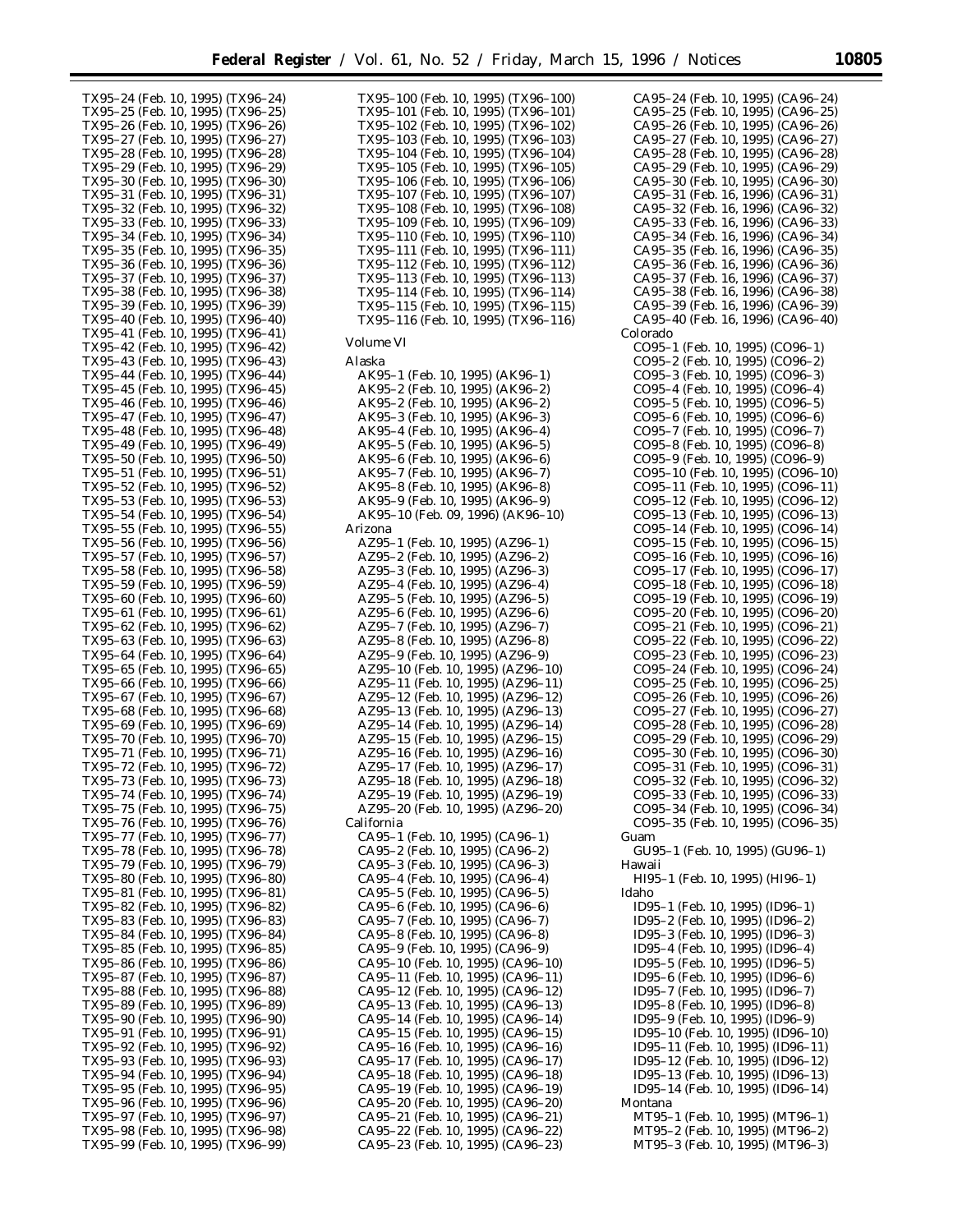TX95–24 (Feb. 10, 1995) (TX96–24)
TX95–25 (Feb. 10, 1995) (TX96–25)
TX95–26 (Feb. 10, 1995) (TX96–26)
TX95–27 (Feb. 10, 1995) (TX96–27)
TX95–28 (Feb. 10, 1995) (TX96–28)
TX95–29 (Feb. 10, 1995) (TX96–29)
TX95–30 (Feb. 10, 1995) (TX96–30)
TX95–31 (Feb. 10, 1995) (TX96–31)
TX95–32 (Feb. 10, 1995) (TX96–32)
TX95–33 (Feb. 10, 1995) (TX96–33)
TX95–34 (Feb. 10, 1995) (TX96–34)
TX95–35 (Feb. 10, 1995) (TX96–35)
TX95–36 (Feb. 10, 1995) (TX96–36)
TX95–37 (Feb. 10, 1995) (TX96–37)
TX95–38 (Feb. 10, 1995) (TX96–38)
TX95–39 (Feb. 10, 1995) (TX96–39)
TX95–40 (Feb. 10, 1995) (TX96–40)
TX95–41 (Feb. 10, 1995) (TX96–41)
TX95–42 (Feb. 10, 1995) (TX96–42)
TX95–43 (Feb. 10, 1995) (TX96–43)
TX95–44 (Feb. 10, 1995) (TX96–44)
TX95–45 (Feb. 10, 1995) (TX96–45)
TX95–46 (Feb. 10, 1995) (TX96–46)
TX95–47 (Feb. 10, 1995) (TX96–47)
TX95–48 (Feb. 10, 1995) (TX96–48)
TX95–49 (Feb. 10, 1995) (TX96–49)
TX95–50 (Feb. 10, 1995) (TX96–50)
TX95–51 (Feb. 10, 1995) (TX96–51)
TX95–52 (Feb. 10, 1995) (TX96–52)
TX95–53 (Feb. 10, 1995) (TX96–53)
TX95–54 (Feb. 10, 1995) (TX96–54)
TX95–55 (Feb. 10, 1995) (TX96–55)
TX95–56 (Feb. 10, 1995) (TX96–56)
TX95–57 (Feb. 10, 1995) (TX96–57)
TX95–58 (Feb. 10, 1995) (TX96–58)
TX95–59 (Feb. 10, 1995) (TX96–59)
TX95–60 (Feb. 10, 1995) (TX96–60)
TX95–61 (Feb. 10, 1995) (TX96–61)
TX95–62 (Feb. 10, 1995) (TX96–62)
TX95–63 (Feb. 10, 1995) (TX96–63)
TX95–64 (Feb. 10, 1995) (TX96–64)
TX95–65 (Feb. 10, 1995) (TX96–65)
TX95–66 (Feb. 10, 1995) (TX96–66)
TX95–67 (Feb. 10, 1995) (TX96–67)
TX95–68 (Feb. 10, 1995) (TX96–68)
TX95–69 (Feb. 10, 1995) (TX96–69)
TX95–70 (Feb. 10, 1995) (TX96–70)
TX95–71 (Feb. 10, 1995) (TX96–71)
TX95–72 (Feb. 10, 1995) (TX96–72)
TX95–73 (Feb. 10, 1995) (TX96–73)
TX95–74 (Feb. 10, 1995) (TX96–74)
TX95–75 (Feb. 10, 1995) (TX96–75)
TX95–76 (Feb. 10, 1995) (TX96–76)
TX95–77 (Feb. 10, 1995) (TX96–77)
TX95–78 (Feb. 10, 1995) (TX96–78)
TX95–79 (Feb. 10, 1995) (TX96–79)
TX95–80 (Feb. 10, 1995) (TX96–80)
TX95–81 (Feb. 10, 1995) (TX96–81)
TX95–82 (Feb. 10, 1995) (TX96–82)
TX95–83 (Feb. 10, 1995) (TX96–83)
TX95–84 (Feb. 10, 1995) (TX96–84)
TX95–85 (Feb. 10, 1995) (TX96–85)
TX95–86 (Feb. 10, 1995) (TX96–86)
TX95–87 (Feb. 10, 1995) (TX96–87)
TX95–88 (Feb. 10, 1995) (TX96–88)
TX95–89 (Feb. 10, 1995) (TX96–89)
TX95–90 (Feb. 10, 1995) (TX96–90)
TX95–91 (Feb. 10, 1995) (TX96–91)
TX95–92 (Feb. 10, 1995) (TX96–92)
TX95–93 (Feb. 10, 1995) (TX96–93)
TX95–94 (Feb. 10, 1995) (TX96–94)
TX95–95 (Feb. 10, 1995) (TX96–95)
TX95–96 (Feb. 10, 1995) (TX96–96)
TX95–97 (Feb. 10, 1995) (TX96–97)
TX95–98 (Feb. 10, 1995) (TX96–98)
TX95–99 (Feb. 10, 1995) (TX96–99)
TX95–100 (Feb. 10, 1995) (TX96–100)
TX95–101 (Feb. 10, 1995) (TX96–101)
TX95–102 (Feb. 10, 1995) (TX96–102)
TX95–103 (Feb. 10, 1995) (TX96–103)
TX95–104 (Feb. 10, 1995) (TX96–104)
TX95–105 (Feb. 10, 1995) (TX96–105)
TX95–106 (Feb. 10, 1995) (TX96–106)
TX95–107 (Feb. 10, 1995) (TX96–107)
TX95–108 (Feb. 10, 1995) (TX96–108)
TX95–109 (Feb. 10, 1995) (TX96–109)
TX95–110 (Feb. 10, 1995) (TX96–110)
TX95–111 (Feb. 10, 1995) (TX96–111)
TX95–112 (Feb. 10, 1995) (TX96–112)
TX95–113 (Feb. 10, 1995) (TX96–113)
TX95–114 (Feb. 10, 1995) (TX96–114)
TX95–115 (Feb. 10, 1995) (TX96–115)
TX95–116 (Feb. 10, 1995) (TX96–116)

Volume VI

Alaska
AK95–1 (Feb. 10, 1995) (AK96–1)
AK95–2 (Feb. 10, 1995) (AK96–2)
AK95–2 (Feb. 10, 1995) (AK96–2)
AK95–3 (Feb. 10, 1995) (AK96–3)
AK95–4 (Feb. 10, 1995) (AK96–4)
AK95–5 (Feb. 10, 1995) (AK96–5)
AK95–6 (Feb. 10, 1995) (AK96–6)
AK95–7 (Feb. 10, 1995) (AK96–7)
AK95–8 (Feb. 10, 1995) (AK96–8)
AK95–9 (Feb. 10, 1995) (AK96–9)
AK95–10 (Feb. 09, 1996) (AK96–10)

Arizona
AZ95–1 (Feb. 10, 1995) (AZ96–1)
AZ95–2 (Feb. 10, 1995) (AZ96–2)
AZ95–3 (Feb. 10, 1995) (AZ96–3)
AZ95–4 (Feb. 10, 1995) (AZ96–4)
AZ95–5 (Feb. 10, 1995) (AZ96–5)
AZ95–6 (Feb. 10, 1995) (AZ96–6)
AZ95–7 (Feb. 10, 1995) (AZ96–7)
AZ95–8 (Feb. 10, 1995) (AZ96–8)
AZ95–9 (Feb. 10, 1995) (AZ96–9)
AZ95–10 (Feb. 10, 1995) (AZ96–10)
AZ95–11 (Feb. 10, 1995) (AZ96–11)
AZ95–12 (Feb. 10, 1995) (AZ96–12)
AZ95–13 (Feb. 10, 1995) (AZ96–13)
AZ95–14 (Feb. 10, 1995) (AZ96–14)
AZ95–15 (Feb. 10, 1995) (AZ96–15)
AZ95–16 (Feb. 10, 1995) (AZ96–16)
AZ95–17 (Feb. 10, 1995) (AZ96–17)
AZ95–18 (Feb. 10, 1995) (AZ96–18)
AZ95–19 (Feb. 10, 1995) (AZ96–19)
AZ95–20 (Feb. 10, 1995) (AZ96–20)

California
CA95–1 (Feb. 10, 1995) (CA96–1)
CA95–2 (Feb. 10, 1995) (CA96–2)
CA95–3 (Feb. 10, 1995) (CA96–3)
CA95–4 (Feb. 10, 1995) (CA96–4)
CA95–5 (Feb. 10, 1995) (CA96–5)
CA95–6 (Feb. 10, 1995) (CA96–6)
CA95–7 (Feb. 10, 1995) (CA96–7)
CA95–8 (Feb. 10, 1995) (CA96–8)
CA95–9 (Feb. 10, 1995) (CA96–9)
CA95–10 (Feb. 10, 1995) (CA96–10)
CA95–11 (Feb. 10, 1995) (CA96–11)
CA95–12 (Feb. 10, 1995) (CA96–12)
CA95–13 (Feb. 10, 1995) (CA96–13)
CA95–14 (Feb. 10, 1995) (CA96–14)
CA95–15 (Feb. 10, 1995) (CA96–15)
CA95–16 (Feb. 10, 1995) (CA96–16)
CA95–17 (Feb. 10, 1995) (CA96–17)
CA95–18 (Feb. 10, 1995) (CA96–18)
CA95–19 (Feb. 10, 1995) (CA96–19)
CA95–20 (Feb. 10, 1995) (CA96–20)
CA95–21 (Feb. 10, 1995) (CA96–21)
CA95–22 (Feb. 10, 1995) (CA96–22)
CA95–23 (Feb. 10, 1995) (CA96–23)
CA95–24 (Feb. 10, 1995) (CA96–24)
CA95–25 (Feb. 10, 1995) (CA96–25)
CA95–26 (Feb. 10, 1995) (CA96–26)
CA95–27 (Feb. 10, 1995) (CA96–27)
CA95–28 (Feb. 10, 1995) (CA96–28)
CA95–29 (Feb. 10, 1995) (CA96–29)
CA95–30 (Feb. 10, 1995) (CA96–30)
CA95–31 (Feb. 16, 1996) (CA96–31)
CA95–32 (Feb. 16, 1996) (CA96–32)
CA95–33 (Feb. 16, 1996) (CA96–33)
CA95–34 (Feb. 16, 1996) (CA96–34)
CA95–35 (Feb. 16, 1996) (CA96–35)
CA95–36 (Feb. 16, 1996) (CA96–36)
CA95–37 (Feb. 16, 1996) (CA96–37)
CA95–38 (Feb. 16, 1996) (CA96–38)
CA95–39 (Feb. 16, 1996) (CA96–39)
CA95–40 (Feb. 16, 1996) (CA96–40)

Colorado
CO95–1 (Feb. 10, 1995) (CO96–1)
CO95–2 (Feb. 10, 1995) (CO96–2)
CO95–3 (Feb. 10, 1995) (CO96–3)
CO95–4 (Feb. 10, 1995) (CO96–4)
CO95–5 (Feb. 10, 1995) (CO96–5)
CO95–6 (Feb. 10, 1995) (CO96–6)
CO95–7 (Feb. 10, 1995) (CO96–7)
CO95–8 (Feb. 10, 1995) (CO96–8)
CO95–9 (Feb. 10, 1995) (CO96–9)
CO95–10 (Feb. 10, 1995) (CO96–10)
CO95–11 (Feb. 10, 1995) (CO96–11)
CO95–12 (Feb. 10, 1995) (CO96–12)
CO95–13 (Feb. 10, 1995) (CO96–13)
CO95–14 (Feb. 10, 1995) (CO96–14)
CO95–15 (Feb. 10, 1995) (CO96–15)
CO95–16 (Feb. 10, 1995) (CO96–16)
CO95–17 (Feb. 10, 1995) (CO96–17)
CO95–18 (Feb. 10, 1995) (CO96–18)
CO95–19 (Feb. 10, 1995) (CO96–19)
CO95–20 (Feb. 10, 1995) (CO96–20)
CO95–21 (Feb. 10, 1995) (CO96–21)
CO95–22 (Feb. 10, 1995) (CO96–22)
CO95–23 (Feb. 10, 1995) (CO96–23)
CO95–24 (Feb. 10, 1995) (CO96–24)
CO95–25 (Feb. 10, 1995) (CO96–25)
CO95–26 (Feb. 10, 1995) (CO96–26)
CO95–27 (Feb. 10, 1995) (CO96–27)
CO95–28 (Feb. 10, 1995) (CO96–28)
CO95–29 (Feb. 10, 1995) (CO96–29)
CO95–30 (Feb. 10, 1995) (CO96–30)
CO95–31 (Feb. 10, 1995) (CO96–31)
CO95–32 (Feb. 10, 1995) (CO96–32)
CO95–33 (Feb. 10, 1995) (CO96–33)
CO95–34 (Feb. 10, 1995) (CO96–34)
CO95–35 (Feb. 10, 1995) (CO96–35)

Guam
GU95–1 (Feb. 10, 1995) (GU96–1)

Hawaii
HI95–1 (Feb. 10, 1995) (HI96–1)

Idaho
ID95–1 (Feb. 10, 1995) (ID96–1)
ID95–2 (Feb. 10, 1995) (ID96–2)
ID95–3 (Feb. 10, 1995) (ID96–3)
ID95–4 (Feb. 10, 1995) (ID96–4)
ID95–5 (Feb. 10, 1995) (ID96–5)
ID95–6 (Feb. 10, 1995) (ID96–6)
ID95–7 (Feb. 10, 1995) (ID96–7)
ID95–8 (Feb. 10, 1995) (ID96–8)
ID95–9 (Feb. 10, 1995) (ID96–9)
ID95–10 (Feb. 10, 1995) (ID96–10)
ID95–11 (Feb. 10, 1995) (ID96–11)
ID95–12 (Feb. 10, 1995) (ID96–12)
ID95–13 (Feb. 10, 1995) (ID96–13)
ID95–14 (Feb. 10, 1995) (ID96–14)

Montana
MT95–1 (Feb. 10, 1995) (MT96–1)
MT95–2 (Feb. 10, 1995) (MT96–2)
MT95–3 (Feb. 10, 1995) (MT96–3)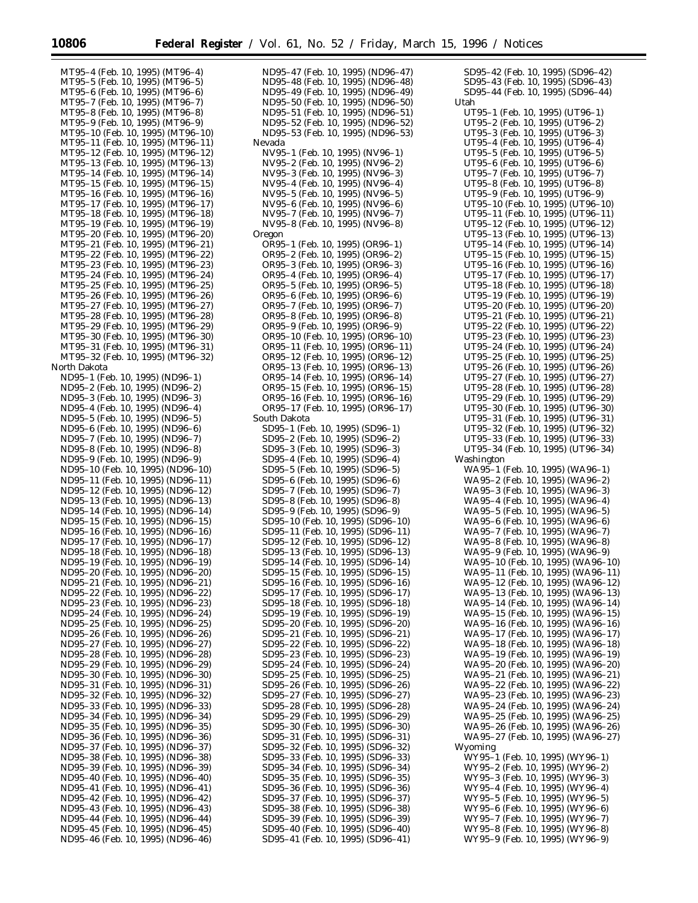MT95–4 (Feb. 10, 1995) (MT96–4)
MT95–5 (Feb. 10, 1995) (MT96–5)
MT95–6 (Feb. 10, 1995) (MT96–6)
MT95–7 (Feb. 10, 1995) (MT96–7)
MT95–8 (Feb. 10, 1995) (MT96–8)
MT95–9 (Feb. 10, 1995) (MT96–9)
MT95–10 (Feb. 10, 1995) (MT96–10)
MT95–11 (Feb. 10, 1995) (MT96–11)
MT95–12 (Feb. 10, 1995) (MT96–12)
MT95–13 (Feb. 10, 1995) (MT96–13)
MT95–14 (Feb. 10, 1995) (MT96–14)
MT95–15 (Feb. 10, 1995) (MT96–15)
MT95–16 (Feb. 10, 1995) (MT96–16)
MT95–17 (Feb. 10, 1995) (MT96–17)
MT95–18 (Feb. 10, 1995) (MT96–18)
MT95–19 (Feb. 10, 1995) (MT96–19)
MT95–20 (Feb. 10, 1995) (MT96–20)
MT95–21 (Feb. 10, 1995) (MT96–21)
MT95–22 (Feb. 10, 1995) (MT96–22)
MT95–23 (Feb. 10, 1995) (MT96–23)
MT95–24 (Feb. 10, 1995) (MT96–24)
MT95–25 (Feb. 10, 1995) (MT96–25)
MT95–26 (Feb. 10, 1995) (MT96–26)
MT95–27 (Feb. 10, 1995) (MT96–27)
MT95–28 (Feb. 10, 1995) (MT96–28)
MT95–29 (Feb. 10, 1995) (MT96–29)
MT95–30 (Feb. 10, 1995) (MT96–30)
MT95–31 (Feb. 10, 1995) (MT96–31)
MT95–32 (Feb. 10, 1995) (MT96–32)

North Dakota
ND95–1 (Feb. 10, 1995) (ND96–1)
ND95–2 (Feb. 10, 1995) (ND96–2)
ND95–3 (Feb. 10, 1995) (ND96–3)
ND95–4 (Feb. 10, 1995) (ND96–4)
ND95–5 (Feb. 10, 1995) (ND96–5)
ND95–6 (Feb. 10, 1995) (ND96–6)
ND95–7 (Feb. 10, 1995) (ND96–7)
ND95–8 (Feb. 10, 1995) (ND96–8)
ND95–9 (Feb. 10, 1995) (ND96–9)
ND95–10 (Feb. 10, 1995) (ND96–10)
ND95–11 (Feb. 10, 1995) (ND96–11)
ND95–12 (Feb. 10, 1995) (ND96–12)
ND95–13 (Feb. 10, 1995) (ND96–13)
ND95–14 (Feb. 10, 1995) (ND96–14)
ND95–15 (Feb. 10, 1995) (ND96–15)
ND95–16 (Feb. 10, 1995) (ND96–16)
ND95–17 (Feb. 10, 1995) (ND96–17)
ND95–18 (Feb. 10, 1995) (ND96–18)
ND95–19 (Feb. 10, 1995) (ND96–19)
ND95–20 (Feb. 10, 1995) (ND96–20)
ND95–21 (Feb. 10, 1995) (ND96–21)
ND95–22 (Feb. 10, 1995) (ND96–22)
ND95–23 (Feb. 10, 1995) (ND96–23)
ND95–24 (Feb. 10, 1995) (ND96–24)
ND95–25 (Feb. 10, 1995) (ND96–25)
ND95–26 (Feb. 10, 1995) (ND96–26)
ND95–27 (Feb. 10, 1995) (ND96–27)
ND95–28 (Feb. 10, 1995) (ND96–28)
ND95–29 (Feb. 10, 1995) (ND96–29)
ND95–30 (Feb. 10, 1995) (ND96–30)
ND95–31 (Feb. 10, 1995) (ND96–31)
ND95–32 (Feb. 10, 1995) (ND96–32)
ND95–33 (Feb. 10, 1995) (ND96–33)
ND95–34 (Feb. 10, 1995) (ND96–34)
ND95–35 (Feb. 10, 1995) (ND96–35)
ND95–36 (Feb. 10, 1995) (ND96–36)
ND95–37 (Feb. 10, 1995) (ND96–37)
ND95–38 (Feb. 10, 1995) (ND96–38)
ND95–39 (Feb. 10, 1995) (ND96–39)
ND95–40 (Feb. 10, 1995) (ND96–40)
ND95–41 (Feb. 10, 1995) (ND96–41)
ND95–42 (Feb. 10, 1995) (ND96–42)
ND95–43 (Feb. 10, 1995) (ND96–43)
ND95–44 (Feb. 10, 1995) (ND96–44)
ND95–45 (Feb. 10, 1995) (ND96–45)
ND95–46 (Feb. 10, 1995) (ND96–46)
ND95–47 (Feb. 10, 1995) (ND96–47)
ND95–48 (Feb. 10, 1995) (ND96–48)
ND95–49 (Feb. 10, 1995) (ND96–49)
ND95–50 (Feb. 10, 1995) (ND96–50)
ND95–51 (Feb. 10, 1995) (ND96–51)
ND95–52 (Feb. 10, 1995) (ND96–52)
ND95–53 (Feb. 10, 1995) (ND96–53)

Nevada
NV95–1 (Feb. 10, 1995) (NV96–1)
NV95–2 (Feb. 10, 1995) (NV96–2)
NV95–3 (Feb. 10, 1995) (NV96–3)
NV95–4 (Feb. 10, 1995) (NV96–4)
NV95–5 (Feb. 10, 1995) (NV96–5)
NV95–6 (Feb. 10, 1995) (NV96–6)
NV95–7 (Feb. 10, 1995) (NV96–7)
NV95–8 (Feb. 10, 1995) (NV96–8)

Oregon
OR95–1 (Feb. 10, 1995) (OR96–1)
OR95–2 (Feb. 10, 1995) (OR96–2)
OR95–3 (Feb. 10, 1995) (OR96–3)
OR95–4 (Feb. 10, 1995) (OR96–4)
OR95–5 (Feb. 10, 1995) (OR96–5)
OR95–6 (Feb. 10, 1995) (OR96–6)
OR95–7 (Feb. 10, 1995) (OR96–7)
OR95–8 (Feb. 10, 1995) (OR96–8)
OR95–9 (Feb. 10, 1995) (OR96–9)
OR95–10 (Feb. 10, 1995) (OR96–10)
OR95–11 (Feb. 10, 1995) (OR96–11)
OR95–12 (Feb. 10, 1995) (OR96–12)
OR95–13 (Feb. 10, 1995) (OR96–13)
OR95–14 (Feb. 10, 1995) (OR96–14)
OR95–15 (Feb. 10, 1995) (OR96–15)
OR95–16 (Feb. 10, 1995) (OR96–16)
OR95–17 (Feb. 10, 1995) (OR96–17)

South Dakota
SD95–1 (Feb. 10, 1995) (SD96–1)
SD95–2 (Feb. 10, 1995) (SD96–2)
SD95–3 (Feb. 10, 1995) (SD96–3)
SD95–4 (Feb. 10, 1995) (SD96–4)
SD95–5 (Feb. 10, 1995) (SD96–5)
SD95–6 (Feb. 10, 1995) (SD96–6)
SD95–7 (Feb. 10, 1995) (SD96–7)
SD95–8 (Feb. 10, 1995) (SD96–8)
SD95–9 (Feb. 10, 1995) (SD96–9)
SD95–10 (Feb. 10, 1995) (SD96–10)
SD95–11 (Feb. 10, 1995) (SD96–11)
SD95–12 (Feb. 10, 1995) (SD96–12)
SD95–13 (Feb. 10, 1995) (SD96–13)
SD95–14 (Feb. 10, 1995) (SD96–14)
SD95–15 (Feb. 10, 1995) (SD96–15)
SD95–16 (Feb. 10, 1995) (SD96–16)
SD95–17 (Feb. 10, 1995) (SD96–17)
SD95–18 (Feb. 10, 1995) (SD96–18)
SD95–19 (Feb. 10, 1995) (SD96–19)
SD95–20 (Feb. 10, 1995) (SD96–20)
SD95–21 (Feb. 10, 1995) (SD96–21)
SD95–22 (Feb. 10, 1995) (SD96–22)
SD95–23 (Feb. 10, 1995) (SD96–23)
SD95–24 (Feb. 10, 1995) (SD96–24)
SD95–25 (Feb. 10, 1995) (SD96–25)
SD95–26 (Feb. 10, 1995) (SD96–26)
SD95–27 (Feb. 10, 1995) (SD96–27)
SD95–28 (Feb. 10, 1995) (SD96–28)
SD95–29 (Feb. 10, 1995) (SD96–29)
SD95–30 (Feb. 10, 1995) (SD96–30)
SD95–31 (Feb. 10, 1995) (SD96–31)
SD95–32 (Feb. 10, 1995) (SD96–32)
SD95–33 (Feb. 10, 1995) (SD96–33)
SD95–34 (Feb. 10, 1995) (SD96–34)
SD95–35 (Feb. 10, 1995) (SD96–35)
SD95–36 (Feb. 10, 1995) (SD96–36)
SD95–37 (Feb. 10, 1995) (SD96–37)
SD95–38 (Feb. 10, 1995) (SD96–38)
SD95–39 (Feb. 10, 1995) (SD96–39)
SD95–40 (Feb. 10, 1995) (SD96–40)
SD95–41 (Feb. 10, 1995) (SD96–41)
SD95–42 (Feb. 10, 1995) (SD96–42)
SD95–43 (Feb. 10, 1995) (SD96–43)
SD95–44 (Feb. 10, 1995) (SD96–44)

Utah
UT95–1 (Feb. 10, 1995) (UT96–1)
UT95–2 (Feb. 10, 1995) (UT96–2)
UT95–3 (Feb. 10, 1995) (UT96–3)
UT95–4 (Feb. 10, 1995) (UT96–4)
UT95–5 (Feb. 10, 1995) (UT96–5)
UT95–6 (Feb. 10, 1995) (UT96–6)
UT95–7 (Feb. 10, 1995) (UT96–7)
UT95–8 (Feb. 10, 1995) (UT96–8)
UT95–9 (Feb. 10, 1995) (UT96–9)
UT95–10 (Feb. 10, 1995) (UT96–10)
UT95–11 (Feb. 10, 1995) (UT96–11)
UT95–12 (Feb. 10, 1995) (UT96–12)
UT95–13 (Feb. 10, 1995) (UT96–13)
UT95–14 (Feb. 10, 1995) (UT96–14)
UT95–15 (Feb. 10, 1995) (UT96–15)
UT95–16 (Feb. 10, 1995) (UT96–16)
UT95–17 (Feb. 10, 1995) (UT96–17)
UT95–18 (Feb. 10, 1995) (UT96–18)
UT95–19 (Feb. 10, 1995) (UT96–19)
UT95–20 (Feb. 10, 1995) (UT96–20)
UT95–21 (Feb. 10, 1995) (UT96–21)
UT95–22 (Feb. 10, 1995) (UT96–22)
UT95–23 (Feb. 10, 1995) (UT96–23)
UT95–24 (Feb. 10, 1995) (UT96–24)
UT95–25 (Feb. 10, 1995) (UT96–25)
UT95–26 (Feb. 10, 1995) (UT96–26)
UT95–27 (Feb. 10, 1995) (UT96–27)
UT95–28 (Feb. 10, 1995) (UT96–28)
UT95–29 (Feb. 10, 1995) (UT96–29)
UT95–30 (Feb. 10, 1995) (UT96–30)
UT95–31 (Feb. 10, 1995) (UT96–31)
UT95–32 (Feb. 10, 1995) (UT96–32)
UT95–33 (Feb. 10, 1995) (UT96–33)
UT95–34 (Feb. 10, 1995) (UT96–34)

Washington
WA95–1 (Feb. 10, 1995) (WA96–1)
WA95–2 (Feb. 10, 1995) (WA96–2)
WA95–3 (Feb. 10, 1995) (WA96–3)
WA95–4 (Feb. 10, 1995) (WA96–4)
WA95–5 (Feb. 10, 1995) (WA96–5)
WA95–6 (Feb. 10, 1995) (WA96–6)
WA95–7 (Feb. 10, 1995) (WA96–7)
WA95–8 (Feb. 10, 1995) (WA96–8)
WA95–9 (Feb. 10, 1995) (WA96–9)
WA95–10 (Feb. 10, 1995) (WA96–10)
WA95–11 (Feb. 10, 1995) (WA96–11)
WA95–12 (Feb. 10, 1995) (WA96–12)
WA95–13 (Feb. 10, 1995) (WA96–13)
WA95–14 (Feb. 10, 1995) (WA96–14)
WA95–15 (Feb. 10, 1995) (WA96–15)
WA95–16 (Feb. 10, 1995) (WA96–16)
WA95–17 (Feb. 10, 1995) (WA96–17)
WA95–18 (Feb. 10, 1995) (WA96–18)
WA95–19 (Feb. 10, 1995) (WA96–19)
WA95–20 (Feb. 10, 1995) (WA96–20)
WA95–21 (Feb. 10, 1995) (WA96–21)
WA95–22 (Feb. 10, 1995) (WA96–22)
WA95–23 (Feb. 10, 1995) (WA96–23)
WA95–24 (Feb. 10, 1995) (WA96–24)
WA95–25 (Feb. 10, 1995) (WA96–25)
WA95–26 (Feb. 10, 1995) (WA96–26)
WA95–27 (Feb. 10, 1995) (WA96–27)

Wyoming
WY95–1 (Feb. 10, 1995) (WY96–1)
WY95–2 (Feb. 10, 1995) (WY96–2)
WY95–3 (Feb. 10, 1995) (WY96–3)
WY95–4 (Feb. 10, 1995) (WY96–4)
WY95–5 (Feb. 10, 1995) (WY96–5)
WY95–6 (Feb. 10, 1995) (WY96–6)
WY95–7 (Feb. 10, 1995) (WY96–7)
WY95–8 (Feb. 10, 1995) (WY96–8)
WY95–9 (Feb. 10, 1995) (WY96–9)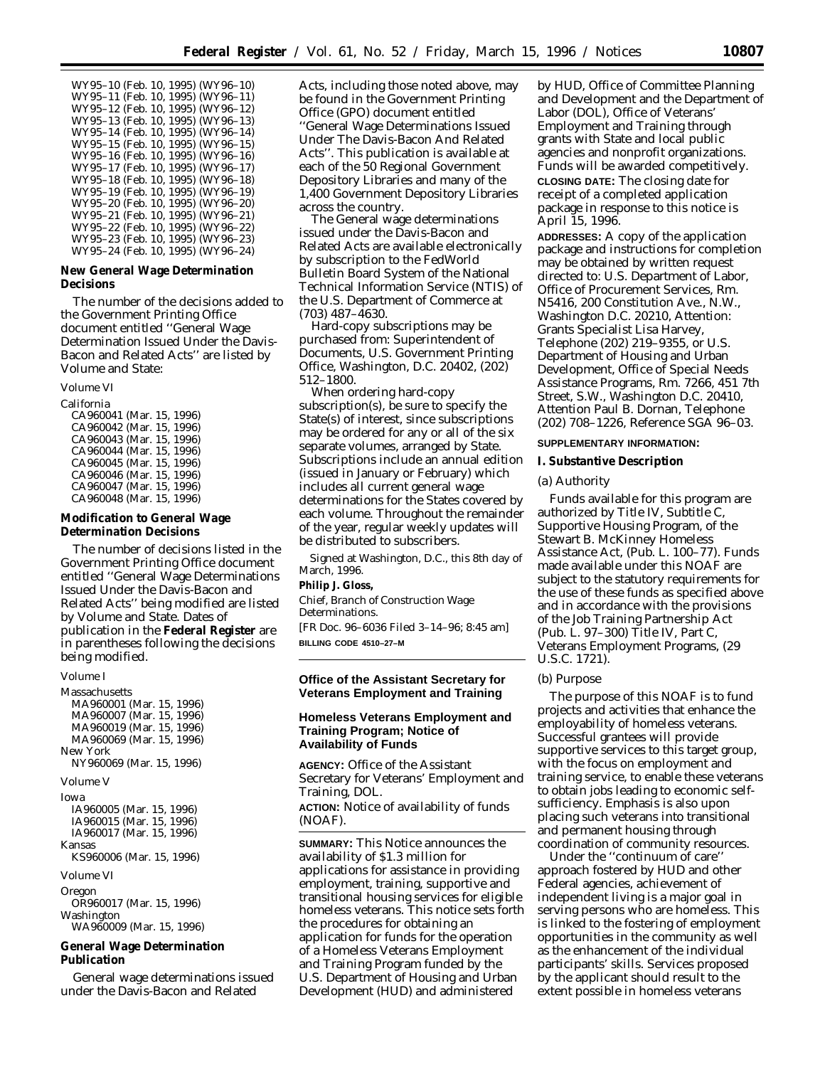WY95–10 (Feb. 10, 1995) (WY96–10)
WY95–11 (Feb. 10, 1995) (WY96–11)
WY95–12 (Feb. 10, 1995) (WY96–12)
WY95–13 (Feb. 10, 1995) (WY96–13)
WY95–14 (Feb. 10, 1995) (WY96–14)
WY95–15 (Feb. 10, 1995) (WY96–15)
WY95–16 (Feb. 10, 1995) (WY96–16)
WY95–17 (Feb. 10, 1995) (WY96–17)
WY95–18 (Feb. 10, 1995) (WY96–18)
WY95–19 (Feb. 10, 1995) (WY96–19)
WY95–20 (Feb. 10, 1995) (WY96–20)
WY95–21 (Feb. 10, 1995) (WY96–21)
WY95–22 (Feb. 10, 1995) (WY96–22)
WY95–23 (Feb. 10, 1995) (WY96–23)
WY95–24 (Feb. 10, 1995) (WY96–24)

**New General Wage Determination Decisions**

The number of the decisions added to the Government Printing Office document entitled ''General Wage Determination Issued Under the Davis-Bacon and Related Acts'' are listed by Volume and State:

Volume VI

California
CA960041 (Mar. 15, 1996)
CA960042 (Mar. 15, 1996)
CA960043 (Mar. 15, 1996)
CA960044 (Mar. 15, 1996)
CA960045 (Mar. 15, 1996)
CA960046 (Mar. 15, 1996)
CA960047 (Mar. 15, 1996)
CA960048 (Mar. 15, 1996)

**Modification to General Wage Determination Decisions**

The number of decisions listed in the Government Printing Office document entitled ''General Wage Determinations Issued Under the Davis-Bacon and Related Acts'' being modified are listed by Volume and State. Dates of publication in the **Federal Register** are in parentheses following the decisions being modified.

Volume I

Massachusetts
MA960001 (Mar. 15, 1996)
MA960007 (Mar. 15, 1996)
MA960019 (Mar. 15, 1996)
MA960069 (Mar. 15, 1996)
New York
NY960069 (Mar. 15, 1996)

Volume V

Iowa
IA960005 (Mar. 15, 1996)
IA960015 (Mar. 15, 1996)
IA960017 (Mar. 15, 1996)
Kansas
KS960006 (Mar. 15, 1996)

Volume VI

Oregon
OR960017 (Mar. 15, 1996)
Washington
WA960009 (Mar. 15, 1996)

**General Wage Determination Publication**

General wage determinations issued under the Davis-Bacon and Related Acts, including those noted above, may be found in the Government Printing Office (GPO) document entitled ''General Wage Determinations Issued Under The Davis-Bacon And Related Acts''. This publication is available at each of the 50 Regional Government Depository Libraries and many of the 1,400 Government Depository Libraries across the country.

The General wage determinations issued under the Davis-Bacon and Related Acts are available electronically by subscription to the FedWorld Bulletin Board System of the National Technical Information Service (NTIS) of the U.S. Department of Commerce at (703) 487–4630.

Hard-copy subscriptions may be purchased from: Superintendent of Documents, U.S. Government Printing Office, Washington, D.C. 20402, (202) 512–1800.

When ordering hard-copy subscription(s), be sure to specify the State(s) of interest, since subscriptions may be ordered for any or all of the six separate volumes, arranged by State. Subscriptions include an annual edition (issued in January or February) which includes all current general wage determinations for the States covered by each volume. Throughout the remainder of the year, regular weekly updates will be distributed to subscribers.

Signed at Washington, D.C., this 8th day of March, 1996.

**Philip J. Gloss,**

*Chief, Branch of Construction Wage Determinations.*

[FR Doc. 96–6036 Filed 3–14–96; 8:45 am]

**BILLING CODE 4510–27–M**

---

## Office of the Assistant Secretary for Veterans Employment and Training

## Homeless Veterans Employment and Training Program; Notice of Availability of Funds

**AGENCY:** Office of the Assistant Secretary for Veterans' Employment and Training, DOL.

**ACTION:** Notice of availability of funds (NOAF).

**SUMMARY:** This Notice announces the availability of $1.3 million for applications for assistance in providing employment, training, supportive and transitional housing services for eligible homeless veterans. This notice sets forth the procedures for obtaining an application for funds for the operation of a Homeless Veterans Employment and Training Program funded by the U.S. Department of Housing and Urban Development (HUD) and administered by HUD, Office of Committee Planning and Development and the Department of Labor (DOL), Office of Veterans' Employment and Training through grants with State and local public agencies and nonprofit organizations. Funds will be awarded competitively.

**CLOSING DATE:** The closing date for receipt of a completed application package in response to this notice is April 15, 1996.

**ADDRESSES:** A copy of the application package and instructions for completion may be obtained by written request directed to: U.S. Department of Labor, Office of Procurement Services, Rm. N5416, 200 Constitution Ave., N.W., Washington D.C. 20210, Attention: Grants Specialist Lisa Harvey, Telephone (202) 219–9355, or U.S. Department of Housing and Urban Development, Office of Special Needs Assistance Programs, Rm. 7266, 451 7th Street, S.W., Washington D.C. 20410, Attention Paul B. Dornan, Telephone (202) 708–1226, Reference SGA 96–03.

**SUPPLEMENTARY INFORMATION:**

**I. Substantive Description**

*(a) Authority*

Funds available for this program are authorized by Title IV, Subtitle C, Supportive Housing Program, of the Stewart B. McKinney Homeless Assistance Act, (Pub. L. 100–77). Funds made available under this NOAF are subject to the statutory requirements for the use of these funds as specified above and in accordance with the provisions of the Job Training Partnership Act (Pub. L. 97–300) Title IV, Part C, Veterans Employment Programs, (29 U.S.C. 1721).

*(b) Purpose*

The purpose of this NOAF is to fund projects and activities that enhance the employability of homeless veterans. Successful grantees will provide supportive services to this target group, with the focus on employment and training service, to enable these veterans to obtain jobs leading to economic self-sufficiency. Emphasis is also upon placing such veterans into transitional and permanent housing through coordination of community resources.

Under the ''continuum of care'' approach fostered by HUD and other Federal agencies, achievement of independent living is a major goal in serving persons who are homeless. This is linked to the fostering of employment opportunities in the community as well as the enhancement of the individual participants' skills. Services proposed by the applicant should result to the extent possible in homeless veterans